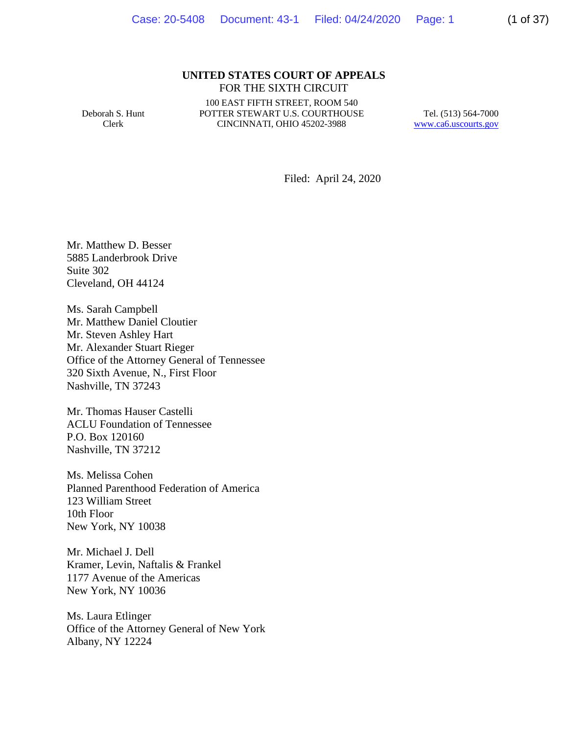**UNITED STATES COURT OF APPEALS**
FOR THE SIXTH CIRCUIT

Deborah S. Hunt
Clerk

100 EAST FIFTH STREET, ROOM 540
POTTER STEWART U.S. COURTHOUSE
CINCINNATI, OHIO 45202-3988

Tel. (513) 564-7000
www.ca6.uscourts.gov

Filed: April 24, 2020

Mr. Matthew D. Besser
5885 Landerbrook Drive
Suite 302
Cleveland, OH 44124

Ms. Sarah Campbell
Mr. Matthew Daniel Cloutier
Mr. Steven Ashley Hart
Mr. Alexander Stuart Rieger
Office of the Attorney General of Tennessee
320 Sixth Avenue, N., First Floor
Nashville, TN 37243

Mr. Thomas Hauser Castelli
ACLU Foundation of Tennessee
P.O. Box 120160
Nashville, TN 37212

Ms. Melissa Cohen
Planned Parenthood Federation of America
123 William Street
10th Floor
New York, NY 10038

Mr. Michael J. Dell
Kramer, Levin, Naftalis & Frankel
1177 Avenue of the Americas
New York, NY 10036

Ms. Laura Etlinger
Office of the Attorney General of New York
Albany, NY 12224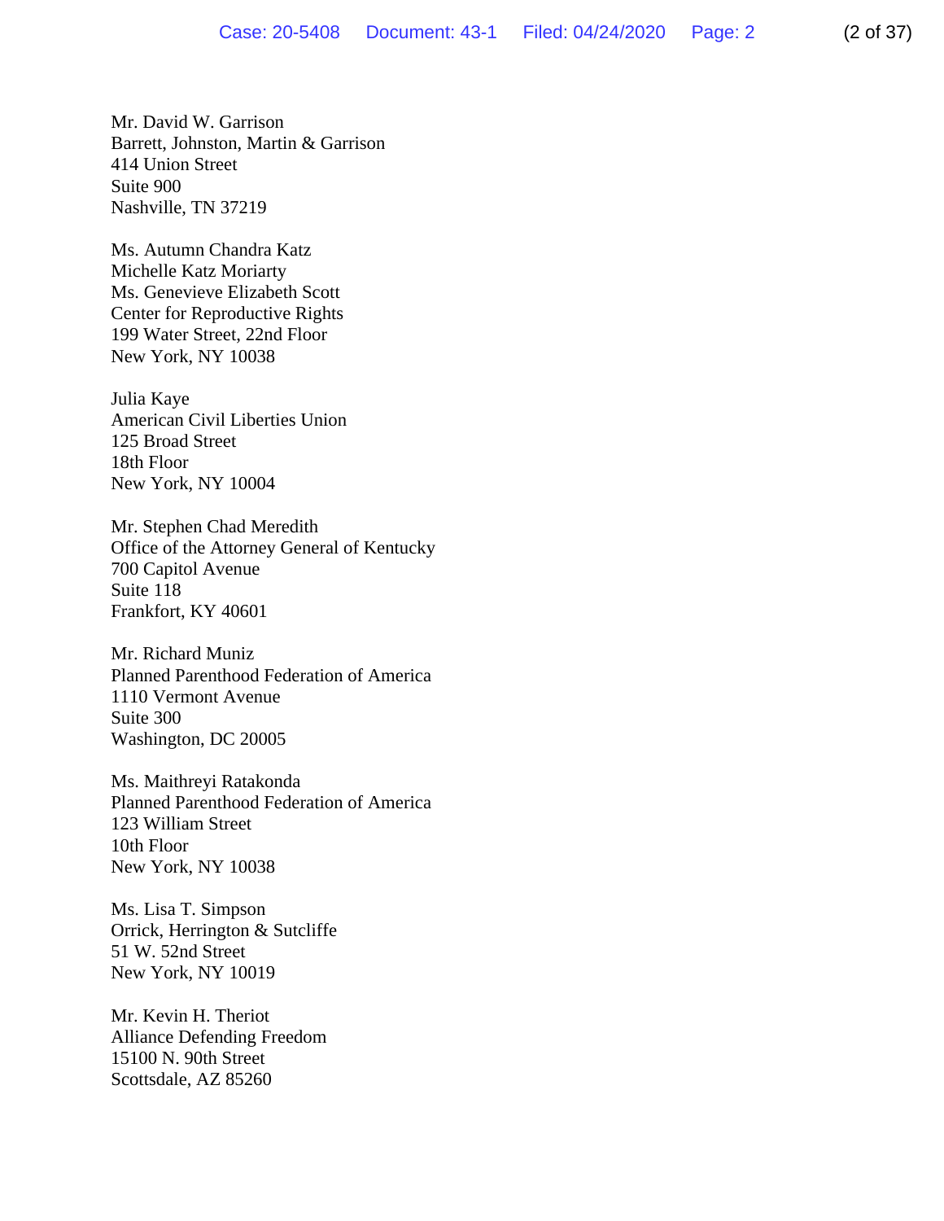Mr. David W. Garrison
Barrett, Johnston, Martin & Garrison
414 Union Street
Suite 900
Nashville, TN 37219

Ms. Autumn Chandra Katz
Michelle Katz Moriarty
Ms. Genevieve Elizabeth Scott
Center for Reproductive Rights
199 Water Street, 22nd Floor
New York, NY 10038

Julia Kaye
American Civil Liberties Union
125 Broad Street
18th Floor
New York, NY 10004

Mr. Stephen Chad Meredith
Office of the Attorney General of Kentucky
700 Capitol Avenue
Suite 118
Frankfort, KY 40601

Mr. Richard Muniz
Planned Parenthood Federation of America
1110 Vermont Avenue
Suite 300
Washington, DC 20005

Ms. Maithreyi Ratakonda
Planned Parenthood Federation of America
123 William Street
10th Floor
New York, NY 10038

Ms. Lisa T. Simpson
Orrick, Herrington & Sutcliffe
51 W. 52nd Street
New York, NY 10019

Mr. Kevin H. Theriot
Alliance Defending Freedom
15100 N. 90th Street
Scottsdale, AZ 85260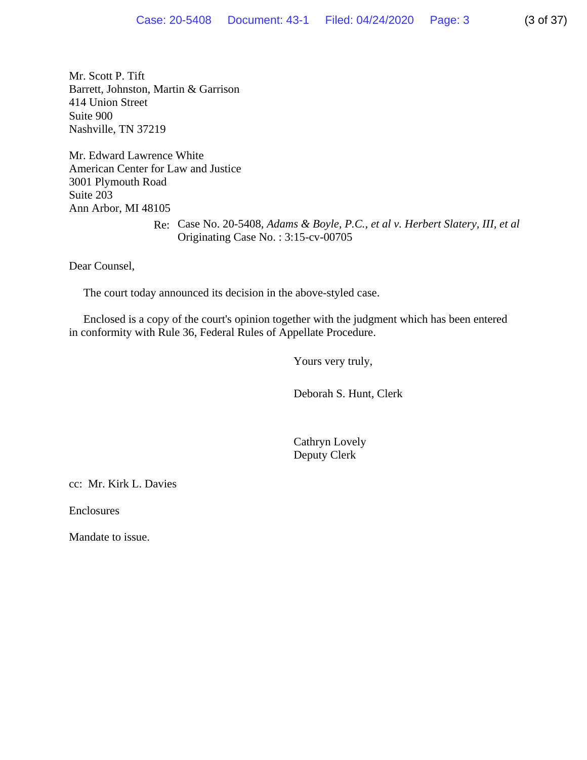Mr. Scott P. Tift
Barrett, Johnston, Martin & Garrison
414 Union Street
Suite 900
Nashville, TN 37219

Mr. Edward Lawrence White
American Center for Law and Justice
3001 Plymouth Road
Suite 203
Ann Arbor, MI 48105

Re: Case No. 20-5408, *Adams & Boyle, P.C., et al v. Herbert Slatery, III, et al*
Originating Case No. : 3:15-cv-00705

Dear Counsel,

The court today announced its decision in the above-styled case.

Enclosed is a copy of the court's opinion together with the judgment which has been entered in conformity with Rule 36, Federal Rules of Appellate Procedure.

Yours very truly,

Deborah S. Hunt, Clerk

Cathryn Lovely
Deputy Clerk

cc: Mr. Kirk L. Davies

Enclosures

Mandate to issue.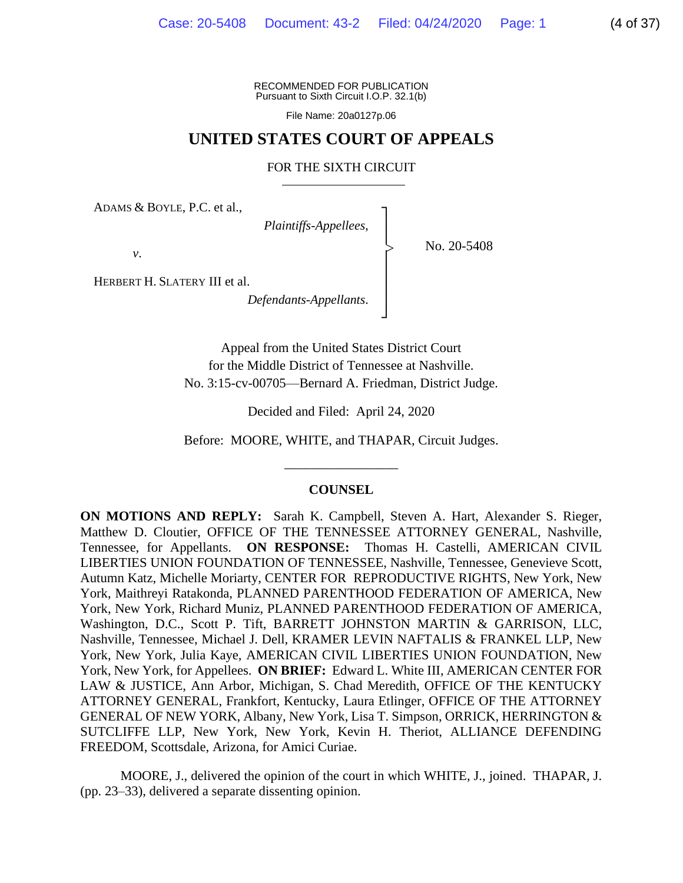RECOMMENDED FOR PUBLICATION
Pursuant to Sixth Circuit I.O.P. 32.1(b)

File Name: 20a0127p.06

# UNITED STATES COURT OF APPEALS

## FOR THE SIXTH CIRCUIT

ADAMS & BOYLE, P.C. et al.,

*Plaintiffs-Appellees*,

*v*.

HERBERT H. SLATERY III et al.

*Defendants-Appellants*.

No. 20-5408

Appeal from the United States District Court
for the Middle District of Tennessee at Nashville.
No. 3:15-cv-00705—Bernard A. Friedman, District Judge.

Decided and Filed: April 24, 2020

Before: MOORE, WHITE, and THAPAR, Circuit Judges.

---

### COUNSEL

**ON MOTIONS AND REPLY:** Sarah K. Campbell, Steven A. Hart, Alexander S. Rieger, Matthew D. Cloutier, OFFICE OF THE TENNESSEE ATTORNEY GENERAL, Nashville, Tennessee, for Appellants. **ON RESPONSE:** Thomas H. Castelli, AMERICAN CIVIL LIBERTIES UNION FOUNDATION OF TENNESSEE, Nashville, Tennessee, Genevieve Scott, Autumn Katz, Michelle Moriarty, CENTER FOR REPRODUCTIVE RIGHTS, New York, New York, Maithreyi Ratakonda, PLANNED PARENTHOOD FEDERATION OF AMERICA, New York, New York, Richard Muniz, PLANNED PARENTHOOD FEDERATION OF AMERICA, Washington, D.C., Scott P. Tift, BARRETT JOHNSTON MARTIN & GARRISON, LLC, Nashville, Tennessee, Michael J. Dell, KRAMER LEVIN NAFTALIS & FRANKEL LLP, New York, New York, Julia Kaye, AMERICAN CIVIL LIBERTIES UNION FOUNDATION, New York, New York, for Appellees. **ON BRIEF:** Edward L. White III, AMERICAN CENTER FOR LAW & JUSTICE, Ann Arbor, Michigan, S. Chad Meredith, OFFICE OF THE KENTUCKY ATTORNEY GENERAL, Frankfort, Kentucky, Laura Etlinger, OFFICE OF THE ATTORNEY GENERAL OF NEW YORK, Albany, New York, Lisa T. Simpson, ORRICK, HERRINGTON & SUTCLIFFE LLP, New York, New York, Kevin H. Theriot, ALLIANCE DEFENDING FREEDOM, Scottsdale, Arizona, for Amici Curiae.

MOORE, J., delivered the opinion of the court in which WHITE, J., joined. THAPAR, J. (pp. 23–33), delivered a separate dissenting opinion.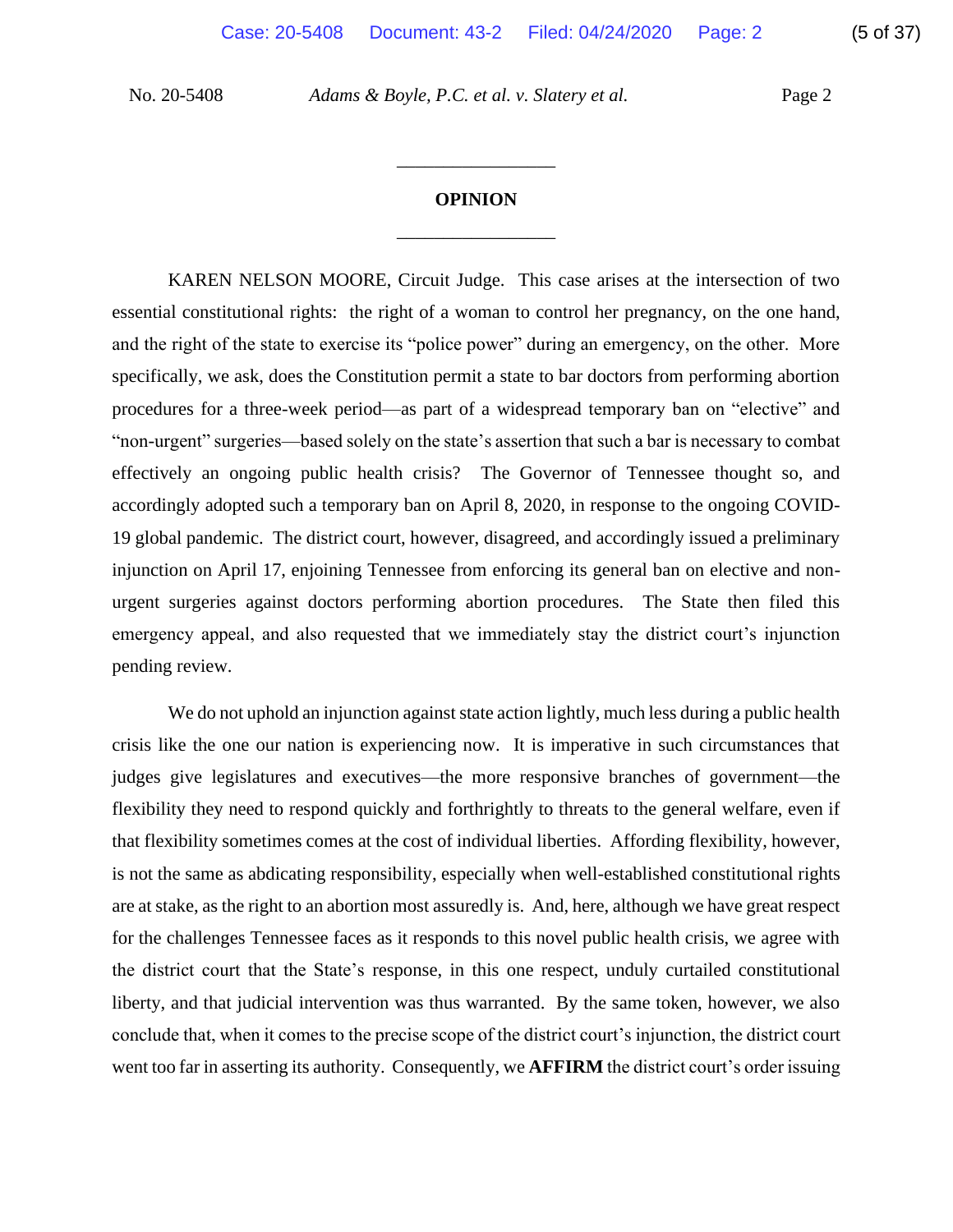## OPINION

KAREN NELSON MOORE, Circuit Judge. This case arises at the intersection of two essential constitutional rights: the right of a woman to control her pregnancy, on the one hand, and the right of the state to exercise its "police power" during an emergency, on the other. More specifically, we ask, does the Constitution permit a state to bar doctors from performing abortion procedures for a three-week period—as part of a widespread temporary ban on "elective" and "non-urgent" surgeries—based solely on the state's assertion that such a bar is necessary to combat effectively an ongoing public health crisis? The Governor of Tennessee thought so, and accordingly adopted such a temporary ban on April 8, 2020, in response to the ongoing COVID-19 global pandemic. The district court, however, disagreed, and accordingly issued a preliminary injunction on April 17, enjoining Tennessee from enforcing its general ban on elective and non-urgent surgeries against doctors performing abortion procedures. The State then filed this emergency appeal, and also requested that we immediately stay the district court's injunction pending review.

We do not uphold an injunction against state action lightly, much less during a public health crisis like the one our nation is experiencing now. It is imperative in such circumstances that judges give legislatures and executives—the more responsive branches of government—the flexibility they need to respond quickly and forthrightly to threats to the general welfare, even if that flexibility sometimes comes at the cost of individual liberties. Affording flexibility, however, is not the same as abdicating responsibility, especially when well-established constitutional rights are at stake, as the right to an abortion most assuredly is. And, here, although we have great respect for the challenges Tennessee faces as it responds to this novel public health crisis, we agree with the district court that the State's response, in this one respect, unduly curtailed constitutional liberty, and that judicial intervention was thus warranted. By the same token, however, we also conclude that, when it comes to the precise scope of the district court's injunction, the district court went too far in asserting its authority. Consequently, we **AFFIRM** the district court's order issuing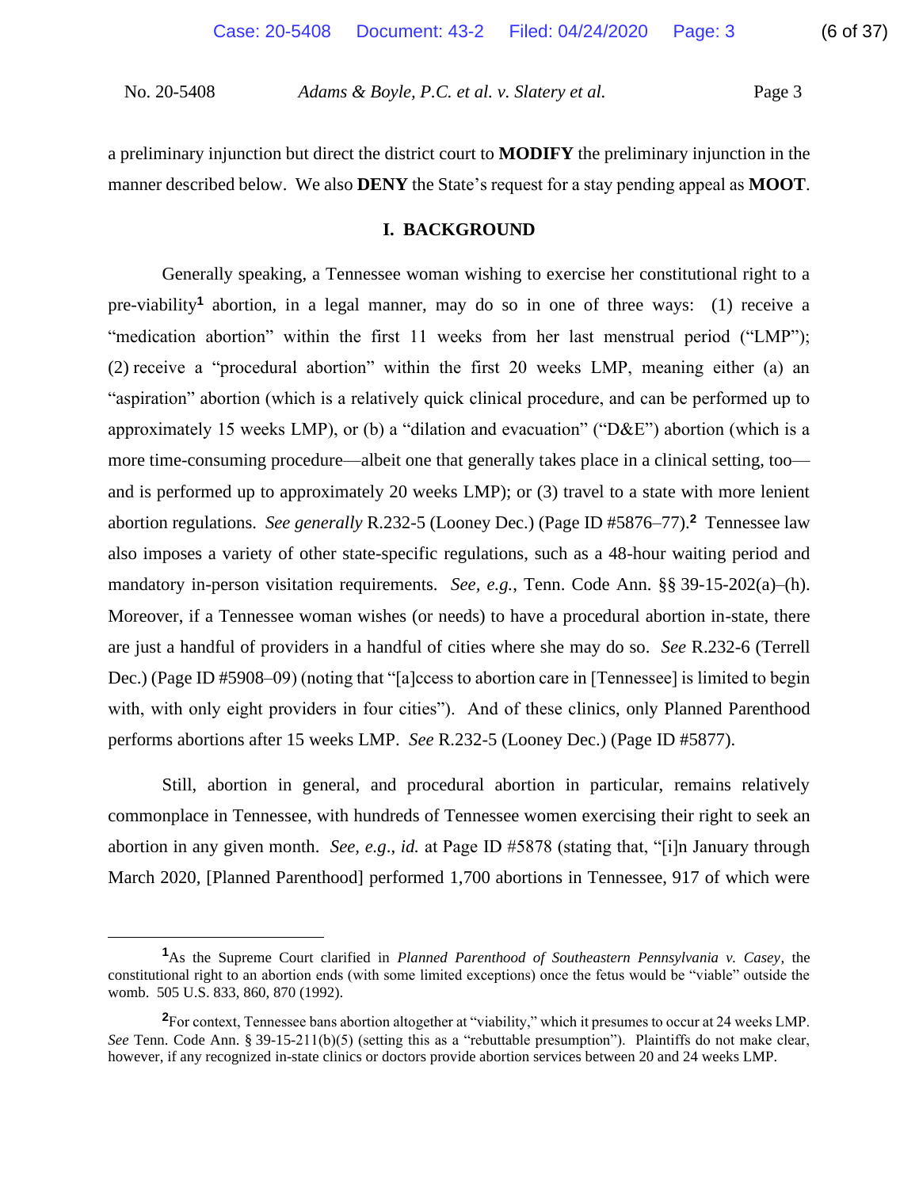a preliminary injunction but direct the district court to **MODIFY** the preliminary injunction in the manner described below. We also **DENY** the State's request for a stay pending appeal as **MOOT**.

## I. BACKGROUND

Generally speaking, a Tennessee woman wishing to exercise her constitutional right to a pre-viability[1] abortion, in a legal manner, may do so in one of three ways: (1) receive a "medication abortion" within the first 11 weeks from her last menstrual period ("LMP"); (2) receive a "procedural abortion" within the first 20 weeks LMP, meaning either (a) an "aspiration" abortion (which is a relatively quick clinical procedure, and can be performed up to approximately 15 weeks LMP), or (b) a "dilation and evacuation" ("D&E") abortion (which is a more time-consuming procedure—albeit one that generally takes place in a clinical setting, too—and is performed up to approximately 20 weeks LMP); or (3) travel to a state with more lenient abortion regulations. *See generally* R.232-5 (Looney Dec.) (Page ID #5876–77).[2] Tennessee law also imposes a variety of other state-specific regulations, such as a 48-hour waiting period and mandatory in-person visitation requirements. *See, e.g.*, Tenn. Code Ann. §§ 39-15-202(a)–(h). Moreover, if a Tennessee woman wishes (or needs) to have a procedural abortion in-state, there are just a handful of providers in a handful of cities where she may do so. *See* R.232-6 (Terrell Dec.) (Page ID #5908–09) (noting that "[a]ccess to abortion care in [Tennessee] is limited to begin with, with only eight providers in four cities"). And of these clinics, only Planned Parenthood performs abortions after 15 weeks LMP. *See* R.232-5 (Looney Dec.) (Page ID #5877).

Still, abortion in general, and procedural abortion in particular, remains relatively commonplace in Tennessee, with hundreds of Tennessee women exercising their right to seek an abortion in any given month. *See, e.g.*, *id.* at Page ID #5878 (stating that, "[i]n January through March 2020, [Planned Parenthood] performed 1,700 abortions in Tennessee, 917 of which were

---

[1]As the Supreme Court clarified in *Planned Parenthood of Southeastern Pennsylvania v. Casey*, the constitutional right to an abortion ends (with some limited exceptions) once the fetus would be "viable" outside the womb. 505 U.S. 833, 860, 870 (1992).

[2]For context, Tennessee bans abortion altogether at "viability," which it presumes to occur at 24 weeks LMP. *See* Tenn. Code Ann. § 39-15-211(b)(5) (setting this as a "rebuttable presumption"). Plaintiffs do not make clear, however, if any recognized in-state clinics or doctors provide abortion services between 20 and 24 weeks LMP.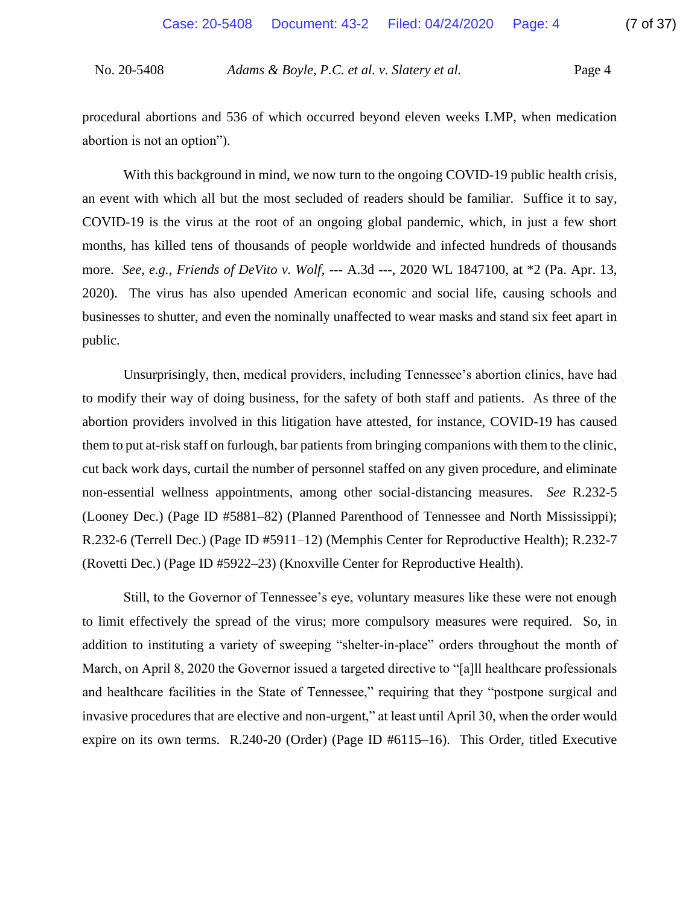procedural abortions and 536 of which occurred beyond eleven weeks LMP, when medication abortion is not an option").

With this background in mind, we now turn to the ongoing COVID-19 public health crisis, an event with which all but the most secluded of readers should be familiar. Suffice it to say, COVID-19 is the virus at the root of an ongoing global pandemic, which, in just a few short months, has killed tens of thousands of people worldwide and infected hundreds of thousands more. *See, e.g.*, *Friends of DeVito v. Wolf*, --- A.3d ---, 2020 WL 1847100, at *2 (Pa. Apr. 13, 2020). The virus has also upended American economic and social life, causing schools and businesses to shutter, and even the nominally unaffected to wear masks and stand six feet apart in public.

Unsurprisingly, then, medical providers, including Tennessee's abortion clinics, have had to modify their way of doing business, for the safety of both staff and patients. As three of the abortion providers involved in this litigation have attested, for instance, COVID-19 has caused them to put at-risk staff on furlough, bar patients from bringing companions with them to the clinic, cut back work days, curtail the number of personnel staffed on any given procedure, and eliminate non-essential wellness appointments, among other social-distancing measures. *See* R.232-5 (Looney Dec.) (Page ID #5881–82) (Planned Parenthood of Tennessee and North Mississippi); R.232-6 (Terrell Dec.) (Page ID #5911–12) (Memphis Center for Reproductive Health); R.232-7 (Rovetti Dec.) (Page ID #5922–23) (Knoxville Center for Reproductive Health).

Still, to the Governor of Tennessee's eye, voluntary measures like these were not enough to limit effectively the spread of the virus; more compulsory measures were required. So, in addition to instituting a variety of sweeping "shelter-in-place" orders throughout the month of March, on April 8, 2020 the Governor issued a targeted directive to "[a]ll healthcare professionals and healthcare facilities in the State of Tennessee," requiring that they "postpone surgical and invasive procedures that are elective and non-urgent," at least until April 30, when the order would expire on its own terms. R.240-20 (Order) (Page ID #6115–16). This Order, titled Executive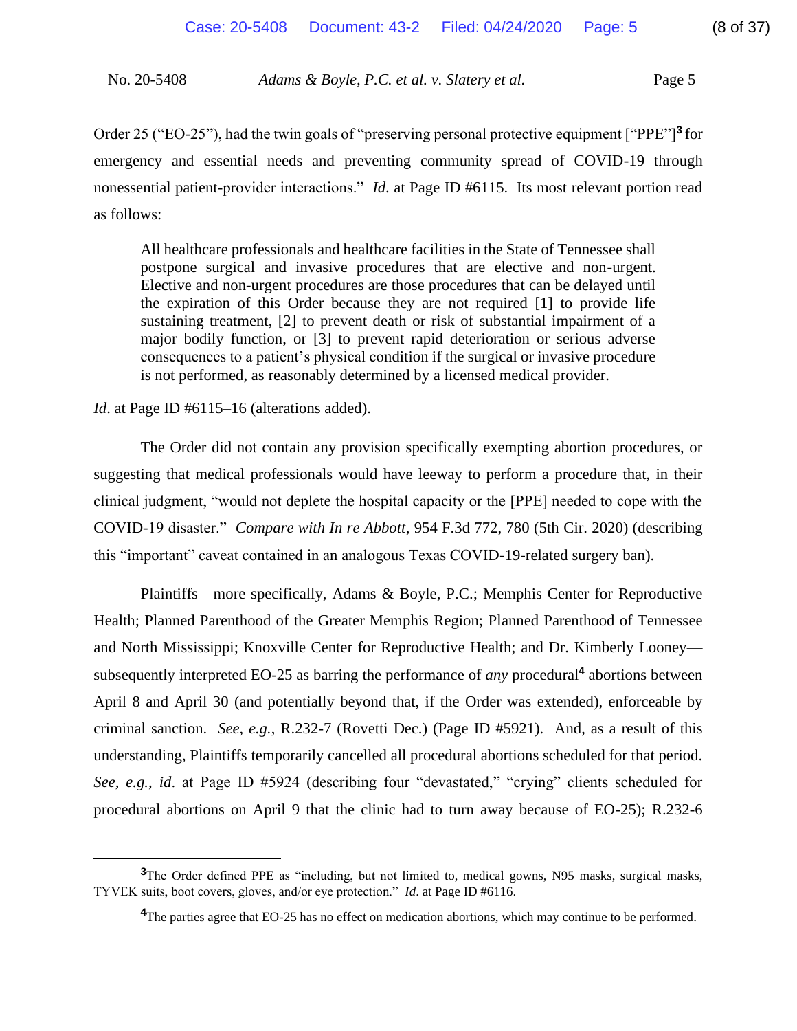Order 25 ("EO-25"), had the twin goals of "preserving personal protective equipment ["PPE"][3] for emergency and essential needs and preventing community spread of COVID-19 through nonessential patient-provider interactions." *Id.* at Page ID #6115. Its most relevant portion read as follows:

> All healthcare professionals and healthcare facilities in the State of Tennessee shall postpone surgical and invasive procedures that are elective and non-urgent. Elective and non-urgent procedures are those procedures that can be delayed until the expiration of this Order because they are not required [1] to provide life sustaining treatment, [2] to prevent death or risk of substantial impairment of a major bodily function, or [3] to prevent rapid deterioration or serious adverse consequences to a patient's physical condition if the surgical or invasive procedure is not performed, as reasonably determined by a licensed medical provider.

*Id.* at Page ID #6115–16 (alterations added).

The Order did not contain any provision specifically exempting abortion procedures, or suggesting that medical professionals would have leeway to perform a procedure that, in their clinical judgment, "would not deplete the hospital capacity or the [PPE] needed to cope with the COVID-19 disaster." *Compare with In re Abbott*, 954 F.3d 772, 780 (5th Cir. 2020) (describing this "important" caveat contained in an analogous Texas COVID-19-related surgery ban).

Plaintiffs—more specifically, Adams & Boyle, P.C.; Memphis Center for Reproductive Health; Planned Parenthood of the Greater Memphis Region; Planned Parenthood of Tennessee and North Mississippi; Knoxville Center for Reproductive Health; and Dr. Kimberly Looney—subsequently interpreted EO-25 as barring the performance of *any* procedural[4] abortions between April 8 and April 30 (and potentially beyond that, if the Order was extended), enforceable by criminal sanction. *See, e.g.*, R.232-7 (Rovetti Dec.) (Page ID #5921). And, as a result of this understanding, Plaintiffs temporarily cancelled all procedural abortions scheduled for that period. *See, e.g.*, *id*. at Page ID #5924 (describing four "devastated," "crying" clients scheduled for procedural abortions on April 9 that the clinic had to turn away because of EO-25); R.232-6

---

[3] The Order defined PPE as "including, but not limited to, medical gowns, N95 masks, surgical masks, TYVEK suits, boot covers, gloves, and/or eye protection." *Id.* at Page ID #6116.

[4] The parties agree that EO-25 has no effect on medication abortions, which may continue to be performed.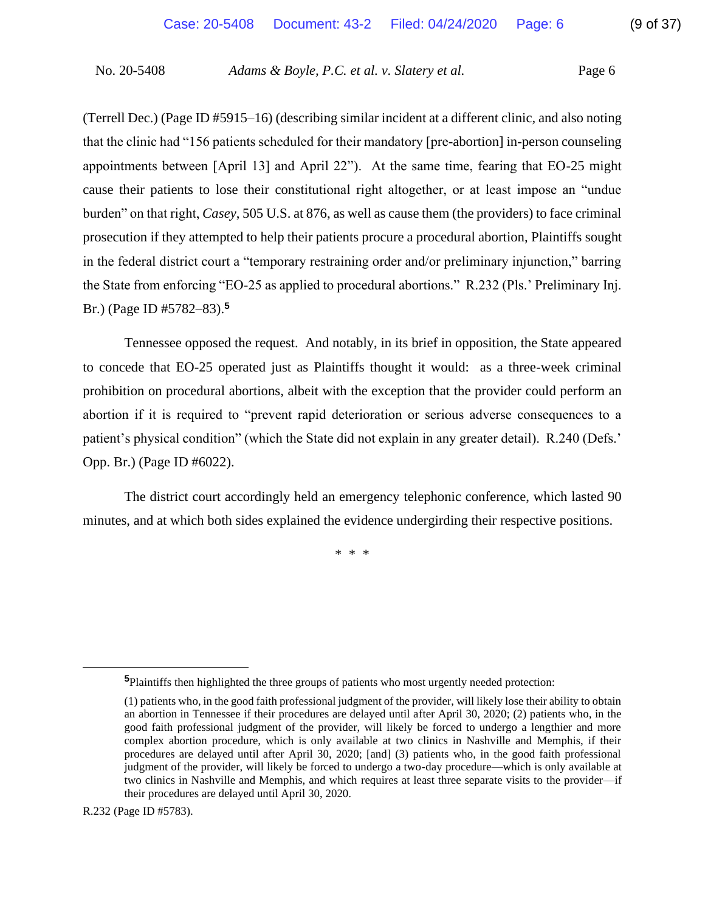(Terrell Dec.) (Page ID #5915–16) (describing similar incident at a different clinic, and also noting that the clinic had "156 patients scheduled for their mandatory [pre-abortion] in-person counseling appointments between [April 13] and April 22"). At the same time, fearing that EO-25 might cause their patients to lose their constitutional right altogether, or at least impose an "undue burden" on that right, *Casey*, 505 U.S. at 876, as well as cause them (the providers) to face criminal prosecution if they attempted to help their patients procure a procedural abortion, Plaintiffs sought in the federal district court a "temporary restraining order and/or preliminary injunction," barring the State from enforcing "EO-25 as applied to procedural abortions." R.232 (Pls.' Preliminary Inj. Br.) (Page ID #5782–83).[5]

Tennessee opposed the request. And notably, in its brief in opposition, the State appeared to concede that EO-25 operated just as Plaintiffs thought it would: as a three-week criminal prohibition on procedural abortions, albeit with the exception that the provider could perform an abortion if it is required to "prevent rapid deterioration or serious adverse consequences to a patient's physical condition" (which the State did not explain in any greater detail). R.240 (Defs.' Opp. Br.) (Page ID #6022).

The district court accordingly held an emergency telephonic conference, which lasted 90 minutes, and at which both sides explained the evidence undergirding their respective positions.

\* \* \*

---

[5]Plaintiffs then highlighted the three groups of patients who most urgently needed protection:

> (1) patients who, in the good faith professional judgment of the provider, will likely lose their ability to obtain an abortion in Tennessee if their procedures are delayed until after April 30, 2020; (2) patients who, in the good faith professional judgment of the provider, will likely be forced to undergo a lengthier and more complex abortion procedure, which is only available at two clinics in Nashville and Memphis, if their procedures are delayed until after April 30, 2020; [and] (3) patients who, in the good faith professional judgment of the provider, will likely be forced to undergo a two-day procedure—which is only available at two clinics in Nashville and Memphis, and which requires at least three separate visits to the provider—if their procedures are delayed until April 30, 2020.

R.232 (Page ID #5783).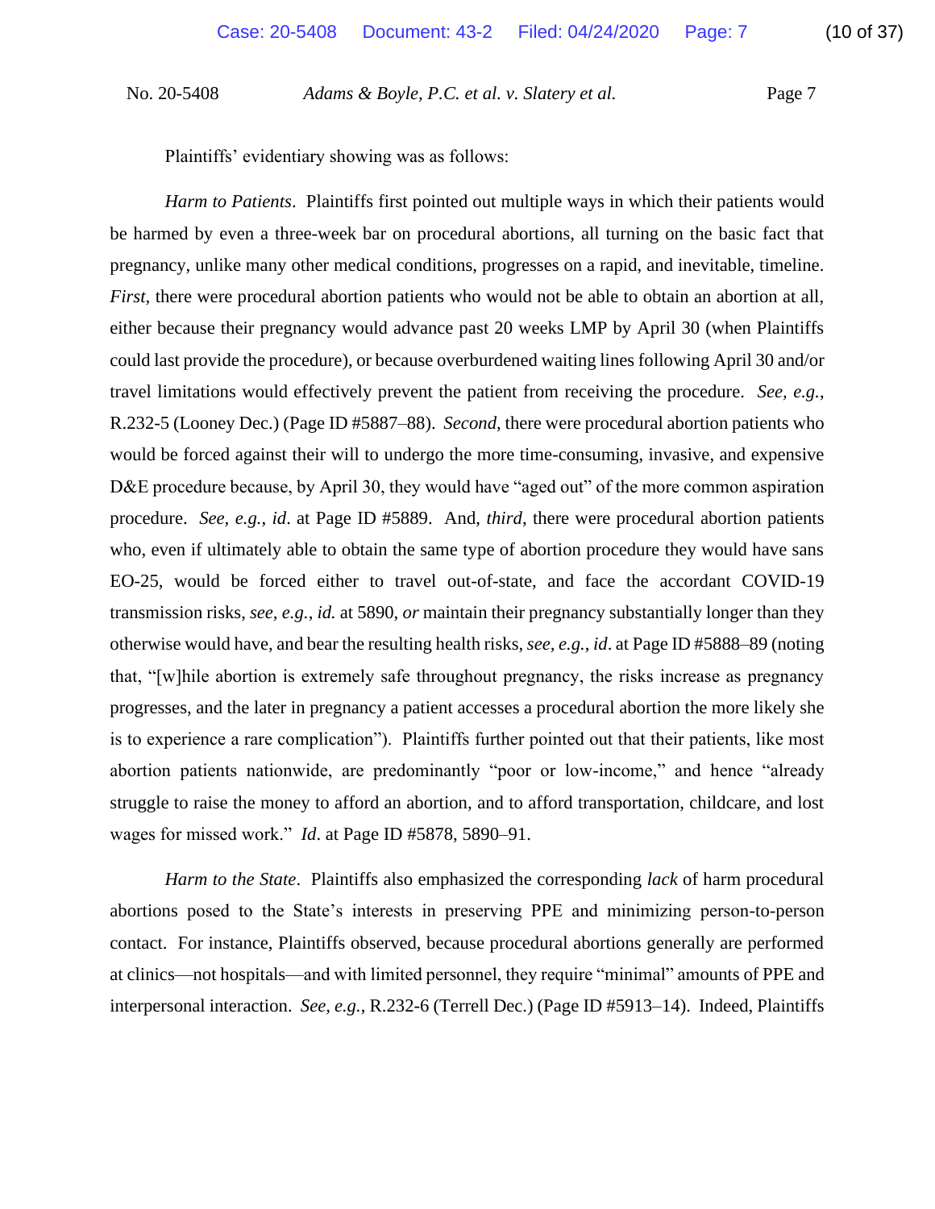Plaintiffs' evidentiary showing was as follows:

*Harm to Patients*. Plaintiffs first pointed out multiple ways in which their patients would be harmed by even a three-week bar on procedural abortions, all turning on the basic fact that pregnancy, unlike many other medical conditions, progresses on a rapid, and inevitable, timeline. *First*, there were procedural abortion patients who would not be able to obtain an abortion at all, either because their pregnancy would advance past 20 weeks LMP by April 30 (when Plaintiffs could last provide the procedure), or because overburdened waiting lines following April 30 and/or travel limitations would effectively prevent the patient from receiving the procedure. *See, e.g.*, R.232-5 (Looney Dec.) (Page ID #5887–88). *Second*, there were procedural abortion patients who would be forced against their will to undergo the more time-consuming, invasive, and expensive D&E procedure because, by April 30, they would have "aged out" of the more common aspiration procedure. *See, e.g.*, *id*. at Page ID #5889. And, *third*, there were procedural abortion patients who, even if ultimately able to obtain the same type of abortion procedure they would have sans EO-25, would be forced either to travel out-of-state, and face the accordant COVID-19 transmission risks, *see, e.g.*, *id.* at 5890, *or* maintain their pregnancy substantially longer than they otherwise would have, and bear the resulting health risks, *see, e.g.*, *id*. at Page ID #5888–89 (noting that, "[w]hile abortion is extremely safe throughout pregnancy, the risks increase as pregnancy progresses, and the later in pregnancy a patient accesses a procedural abortion the more likely she is to experience a rare complication"). Plaintiffs further pointed out that their patients, like most abortion patients nationwide, are predominantly "poor or low-income," and hence "already struggle to raise the money to afford an abortion, and to afford transportation, childcare, and lost wages for missed work." *Id*. at Page ID #5878, 5890–91.

*Harm to the State*. Plaintiffs also emphasized the corresponding *lack* of harm procedural abortions posed to the State's interests in preserving PPE and minimizing person-to-person contact. For instance, Plaintiffs observed, because procedural abortions generally are performed at clinics—not hospitals—and with limited personnel, they require "minimal" amounts of PPE and interpersonal interaction. *See, e.g.*, R.232-6 (Terrell Dec.) (Page ID #5913–14). Indeed, Plaintiffs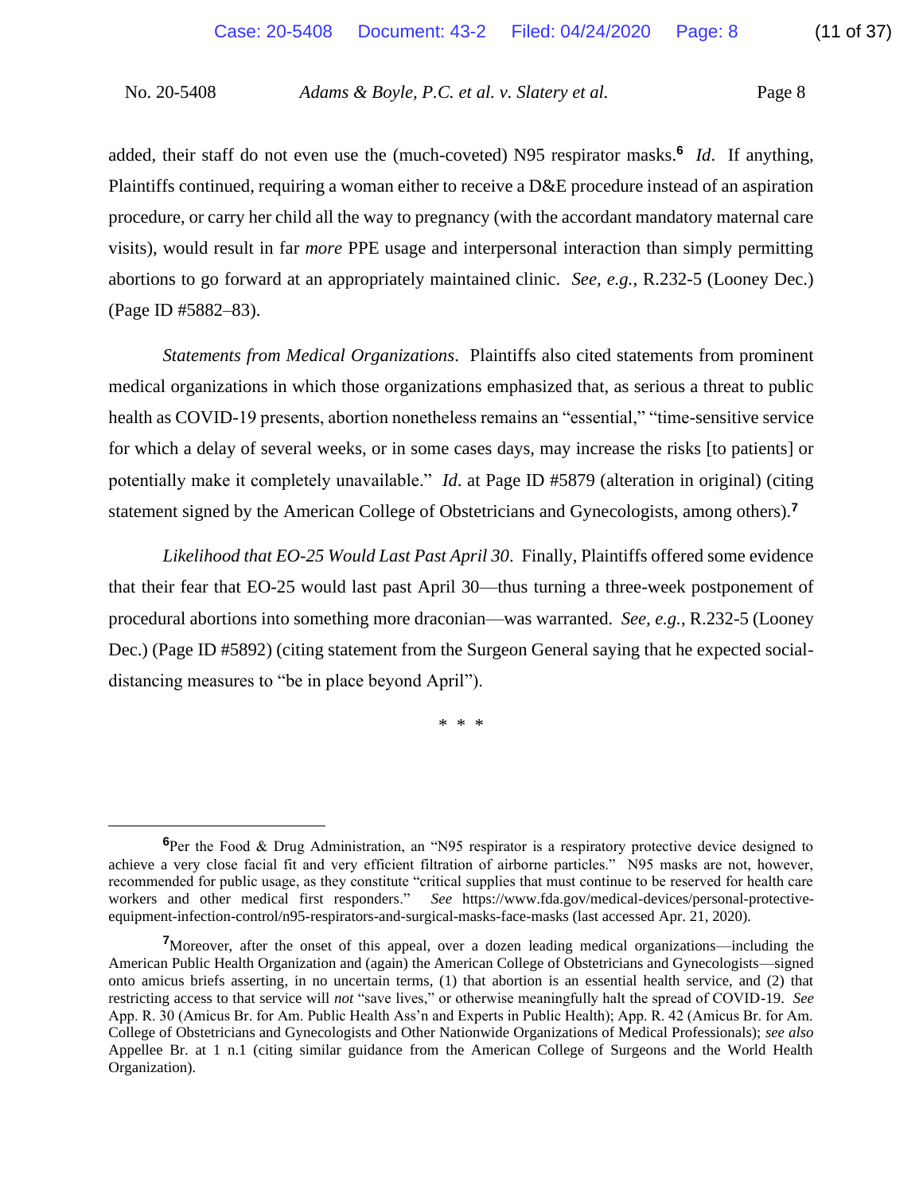added, their staff do not even use the (much-coveted) N95 respirator masks.[6] *Id*. If anything, Plaintiffs continued, requiring a woman either to receive a D&E procedure instead of an aspiration procedure, or carry her child all the way to pregnancy (with the accordant mandatory maternal care visits), would result in far *more* PPE usage and interpersonal interaction than simply permitting abortions to go forward at an appropriately maintained clinic. *See, e.g.*, R.232-5 (Looney Dec.) (Page ID #5882–83).

*Statements from Medical Organizations*. Plaintiffs also cited statements from prominent medical organizations in which those organizations emphasized that, as serious a threat to public health as COVID-19 presents, abortion nonetheless remains an "essential," "time-sensitive service for which a delay of several weeks, or in some cases days, may increase the risks [to patients] or potentially make it completely unavailable." *Id.* at Page ID #5879 (alteration in original) (citing statement signed by the American College of Obstetricians and Gynecologists, among others).[7]

*Likelihood that EO-25 Would Last Past April 30*. Finally, Plaintiffs offered some evidence that their fear that EO-25 would last past April 30—thus turning a three-week postponement of procedural abortions into something more draconian—was warranted. *See, e.g.*, R.232-5 (Looney Dec.) (Page ID #5892) (citing statement from the Surgeon General saying that he expected social-distancing measures to "be in place beyond April").

\* \* \*

---

[6]Per the Food & Drug Administration, an "N95 respirator is a respiratory protective device designed to achieve a very close facial fit and very efficient filtration of airborne particles." N95 masks are not, however, recommended for public usage, as they constitute "critical supplies that must continue to be reserved for health care workers and other medical first responders." *See* https://www.fda.gov/medical-devices/personal-protective-equipment-infection-control/n95-respirators-and-surgical-masks-face-masks (last accessed Apr. 21, 2020).

[7]Moreover, after the onset of this appeal, over a dozen leading medical organizations—including the American Public Health Organization and (again) the American College of Obstetricians and Gynecologists—signed onto amicus briefs asserting, in no uncertain terms, (1) that abortion is an essential health service, and (2) that restricting access to that service will *not* "save lives," or otherwise meaningfully halt the spread of COVID-19. *See* App. R. 30 (Amicus Br. for Am. Public Health Ass'n and Experts in Public Health); App. R. 42 (Amicus Br. for Am. College of Obstetricians and Gynecologists and Other Nationwide Organizations of Medical Professionals); *see also* Appellee Br. at 1 n.1 (citing similar guidance from the American College of Surgeons and the World Health Organization).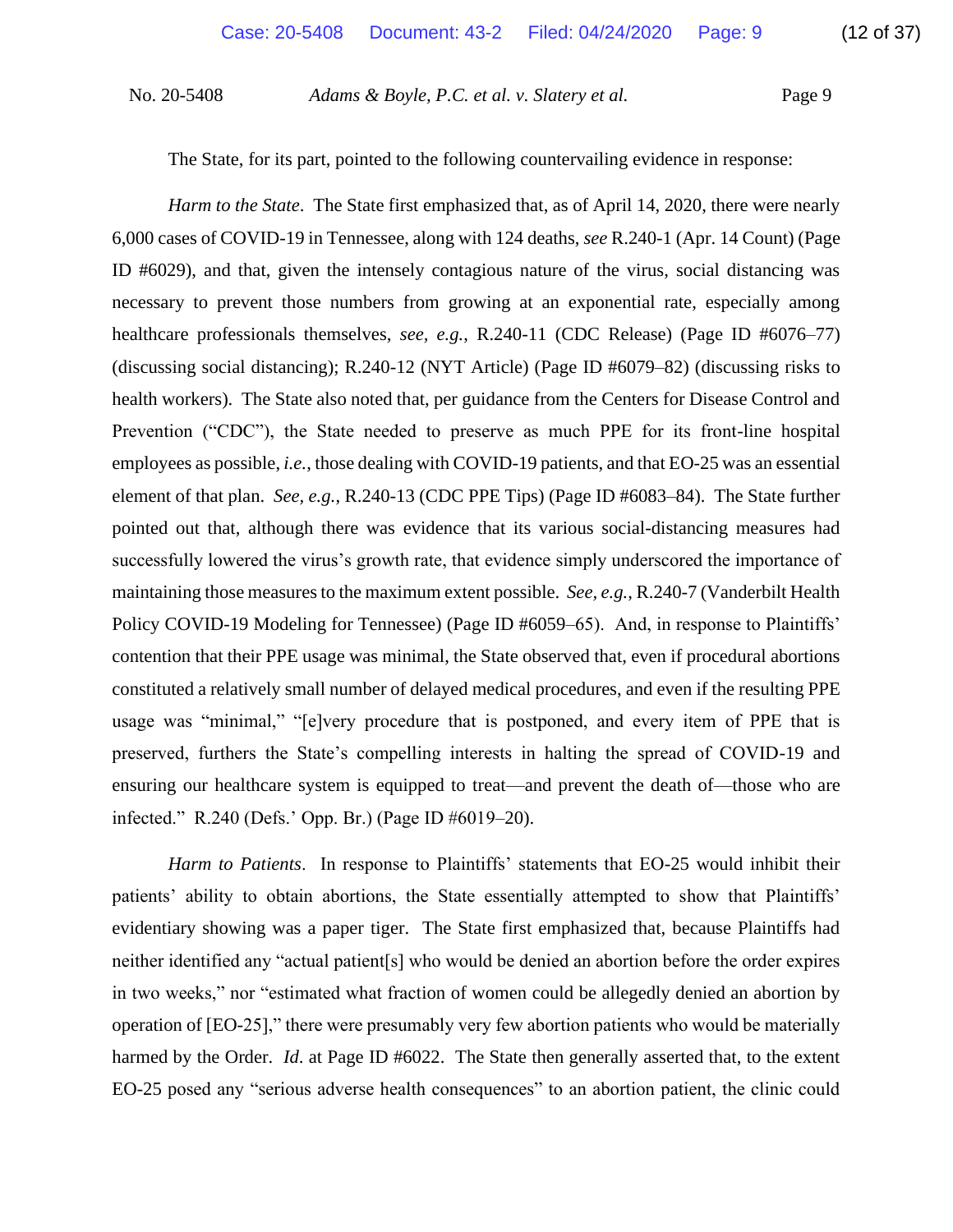The State, for its part, pointed to the following countervailing evidence in response:

*Harm to the State*. The State first emphasized that, as of April 14, 2020, there were nearly 6,000 cases of COVID-19 in Tennessee, along with 124 deaths, *see* R.240-1 (Apr. 14 Count) (Page ID #6029), and that, given the intensely contagious nature of the virus, social distancing was necessary to prevent those numbers from growing at an exponential rate, especially among healthcare professionals themselves, *see, e.g.*, R.240-11 (CDC Release) (Page ID #6076–77) (discussing social distancing); R.240-12 (NYT Article) (Page ID #6079–82) (discussing risks to health workers). The State also noted that, per guidance from the Centers for Disease Control and Prevention ("CDC"), the State needed to preserve as much PPE for its front-line hospital employees as possible, *i.e.*, those dealing with COVID-19 patients, and that EO-25 was an essential element of that plan. *See, e.g.*, R.240-13 (CDC PPE Tips) (Page ID #6083–84). The State further pointed out that, although there was evidence that its various social-distancing measures had successfully lowered the virus's growth rate, that evidence simply underscored the importance of maintaining those measures to the maximum extent possible. *See, e.g.*, R.240-7 (Vanderbilt Health Policy COVID-19 Modeling for Tennessee) (Page ID #6059–65). And, in response to Plaintiffs' contention that their PPE usage was minimal, the State observed that, even if procedural abortions constituted a relatively small number of delayed medical procedures, and even if the resulting PPE usage was "minimal," "[e]very procedure that is postponed, and every item of PPE that is preserved, furthers the State's compelling interests in halting the spread of COVID-19 and ensuring our healthcare system is equipped to treat—and prevent the death of—those who are infected." R.240 (Defs.' Opp. Br.) (Page ID #6019–20).

*Harm to Patients*. In response to Plaintiffs' statements that EO-25 would inhibit their patients' ability to obtain abortions, the State essentially attempted to show that Plaintiffs' evidentiary showing was a paper tiger. The State first emphasized that, because Plaintiffs had neither identified any "actual patient[s] who would be denied an abortion before the order expires in two weeks," nor "estimated what fraction of women could be allegedly denied an abortion by operation of [EO-25]," there were presumably very few abortion patients who would be materially harmed by the Order. *Id.* at Page ID #6022. The State then generally asserted that, to the extent EO-25 posed any "serious adverse health consequences" to an abortion patient, the clinic could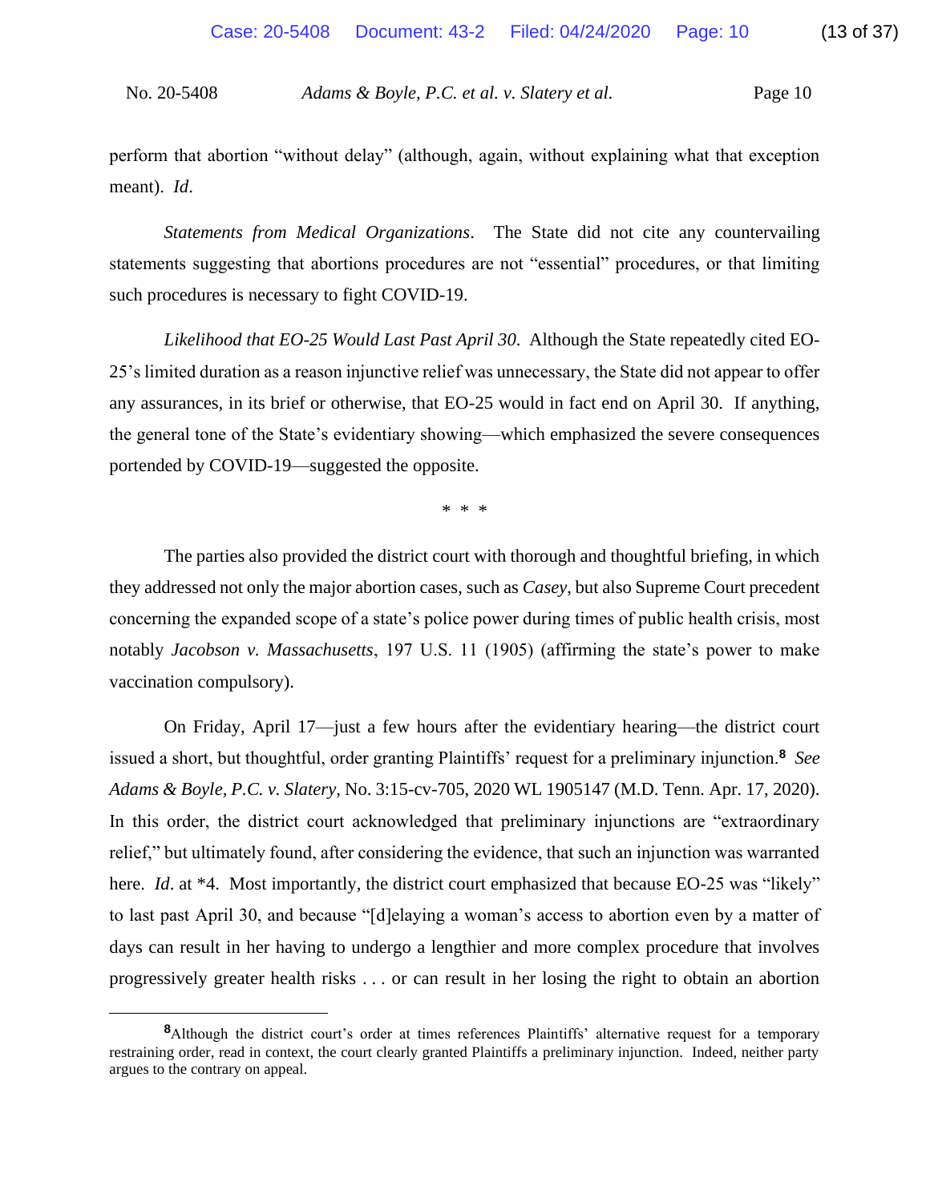perform that abortion "without delay" (although, again, without explaining what that exception meant). *Id*.

*Statements from Medical Organizations*. The State did not cite any countervailing statements suggesting that abortions procedures are not "essential" procedures, or that limiting such procedures is necessary to fight COVID-19.

*Likelihood that EO-25 Would Last Past April 30*. Although the State repeatedly cited EO-25's limited duration as a reason injunctive relief was unnecessary, the State did not appear to offer any assurances, in its brief or otherwise, that EO-25 would in fact end on April 30. If anything, the general tone of the State's evidentiary showing—which emphasized the severe consequences portended by COVID-19—suggested the opposite.

\* \* \*

The parties also provided the district court with thorough and thoughtful briefing, in which they addressed not only the major abortion cases, such as *Casey*, but also Supreme Court precedent concerning the expanded scope of a state's police power during times of public health crisis, most notably *Jacobson v. Massachusetts*, 197 U.S. 11 (1905) (affirming the state's power to make vaccination compulsory).

On Friday, April 17—just a few hours after the evidentiary hearing—the district court issued a short, but thoughtful, order granting Plaintiffs' request for a preliminary injunction.[8] *See Adams & Boyle, P.C. v. Slatery*, No. 3:15-cv-705, 2020 WL 1905147 (M.D. Tenn. Apr. 17, 2020). In this order, the district court acknowledged that preliminary injunctions are "extraordinary relief," but ultimately found, after considering the evidence, that such an injunction was warranted here. *Id*. at *4. Most importantly, the district court emphasized that because EO-25 was "likely" to last past April 30, and because "[d]elaying a woman's access to abortion even by a matter of days can result in her having to undergo a lengthier and more complex procedure that involves progressively greater health risks . . . or can result in her losing the right to obtain an abortion

[8] Although the district court's order at times references Plaintiffs' alternative request for a temporary restraining order, read in context, the court clearly granted Plaintiffs a preliminary injunction. Indeed, neither party argues to the contrary on appeal.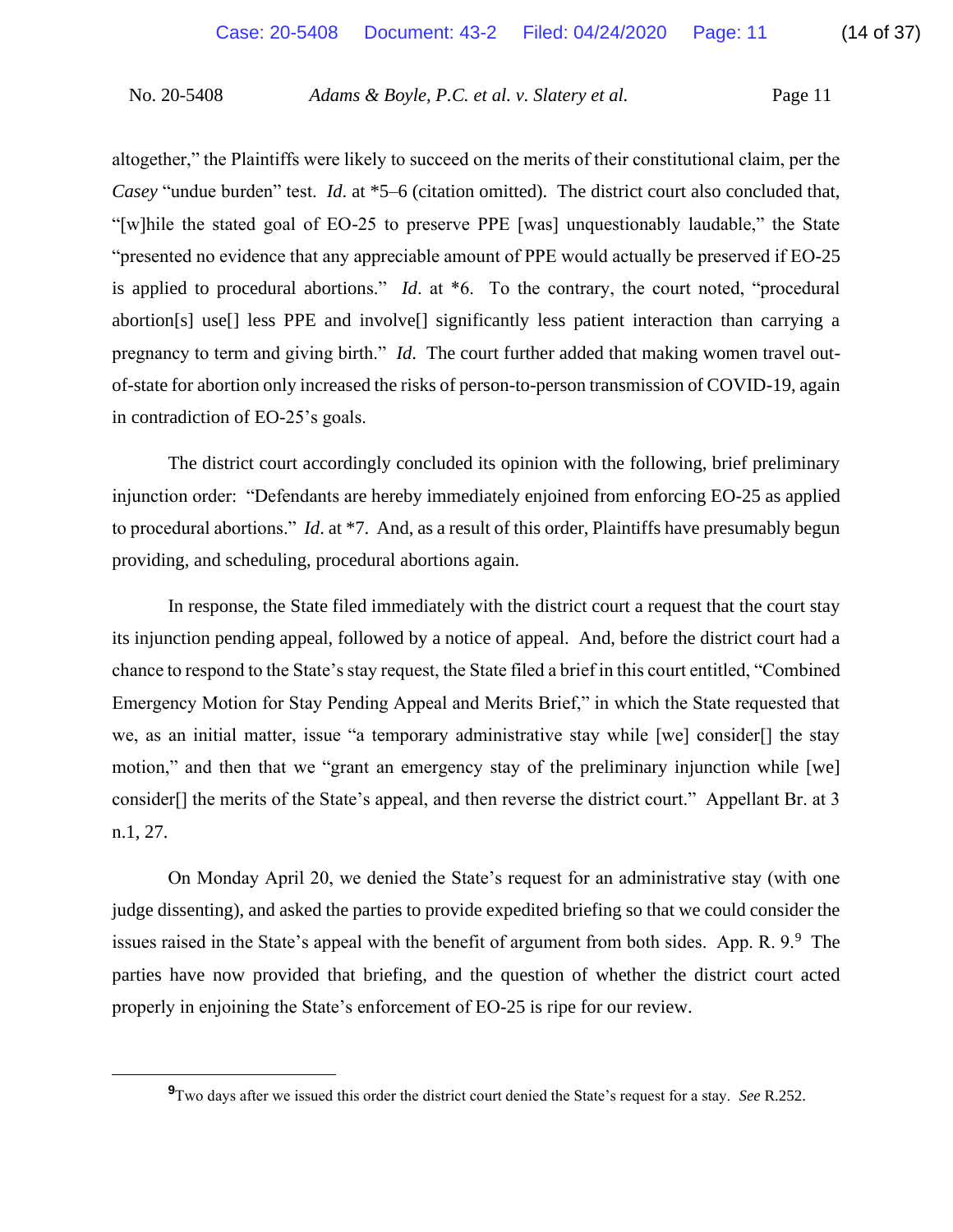altogether," the Plaintiffs were likely to succeed on the merits of their constitutional claim, per the *Casey* "undue burden" test. *Id.* at *5–6 (citation omitted). The district court also concluded that, "[w]hile the stated goal of EO-25 to preserve PPE [was] unquestionably laudable," the State "presented no evidence that any appreciable amount of PPE would actually be preserved if EO-25 is applied to procedural abortions." *Id*. at *6. To the contrary, the court noted, "procedural abortion[s] use[] less PPE and involve[] significantly less patient interaction than carrying a pregnancy to term and giving birth." *Id*. The court further added that making women travel out-of-state for abortion only increased the risks of person-to-person transmission of COVID-19, again in contradiction of EO-25's goals.

The district court accordingly concluded its opinion with the following, brief preliminary injunction order: "Defendants are hereby immediately enjoined from enforcing EO-25 as applied to procedural abortions." *Id*. at *7. And, as a result of this order, Plaintiffs have presumably begun providing, and scheduling, procedural abortions again.

In response, the State filed immediately with the district court a request that the court stay its injunction pending appeal, followed by a notice of appeal. And, before the district court had a chance to respond to the State's stay request, the State filed a brief in this court entitled, "Combined Emergency Motion for Stay Pending Appeal and Merits Brief," in which the State requested that we, as an initial matter, issue "a temporary administrative stay while [we] consider[] the stay motion," and then that we "grant an emergency stay of the preliminary injunction while [we] consider[] the merits of the State's appeal, and then reverse the district court." Appellant Br. at 3 n.1, 27.

On Monday April 20, we denied the State's request for an administrative stay (with one judge dissenting), and asked the parties to provide expedited briefing so that we could consider the issues raised in the State's appeal with the benefit of argument from both sides. App. R. 9.[9] The parties have now provided that briefing, and the question of whether the district court acted properly in enjoining the State's enforcement of EO-25 is ripe for our review.

---

[9] Two days after we issued this order the district court denied the State's request for a stay. *See* R.252.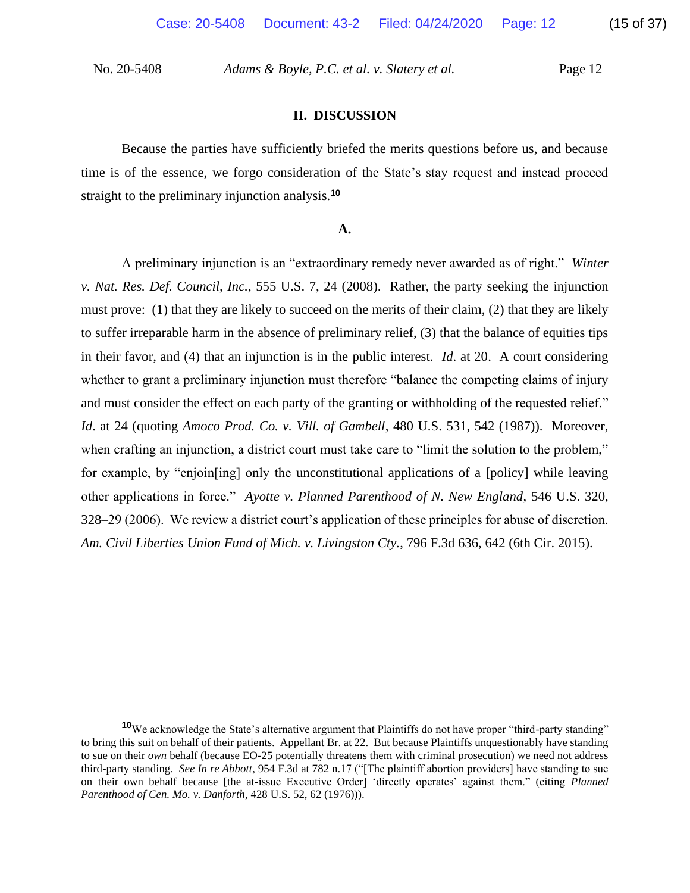## II. DISCUSSION

Because the parties have sufficiently briefed the merits questions before us, and because time is of the essence, we forgo consideration of the State's stay request and instead proceed straight to the preliminary injunction analysis.[10]

### A.

A preliminary injunction is an "extraordinary remedy never awarded as of right." *Winter v. Nat. Res. Def. Council, Inc.*, 555 U.S. 7, 24 (2008). Rather, the party seeking the injunction must prove: (1) that they are likely to succeed on the merits of their claim, (2) that they are likely to suffer irreparable harm in the absence of preliminary relief, (3) that the balance of equities tips in their favor, and (4) that an injunction is in the public interest. *Id*. at 20. A court considering whether to grant a preliminary injunction must therefore "balance the competing claims of injury and must consider the effect on each party of the granting or withholding of the requested relief." *Id*. at 24 (quoting *Amoco Prod. Co. v. Vill. of Gambell*, 480 U.S. 531, 542 (1987)). Moreover, when crafting an injunction, a district court must take care to "limit the solution to the problem," for example, by "enjoin[ing] only the unconstitutional applications of a [policy] while leaving other applications in force." *Ayotte v. Planned Parenthood of N. New England*, 546 U.S. 320, 328–29 (2006). We review a district court's application of these principles for abuse of discretion. *Am. Civil Liberties Union Fund of Mich. v. Livingston Cty.*, 796 F.3d 636, 642 (6th Cir. 2015).

---

[10] We acknowledge the State's alternative argument that Plaintiffs do not have proper "third-party standing" to bring this suit on behalf of their patients. Appellant Br. at 22. But because Plaintiffs unquestionably have standing to sue on their *own* behalf (because EO-25 potentially threatens them with criminal prosecution) we need not address third-party standing. *See In re Abbott*, 954 F.3d at 782 n.17 ("[The plaintiff abortion providers] have standing to sue on their own behalf because [the at-issue Executive Order] 'directly operates' against them." (citing *Planned Parenthood of Cen. Mo. v. Danforth*, 428 U.S. 52, 62 (1976))).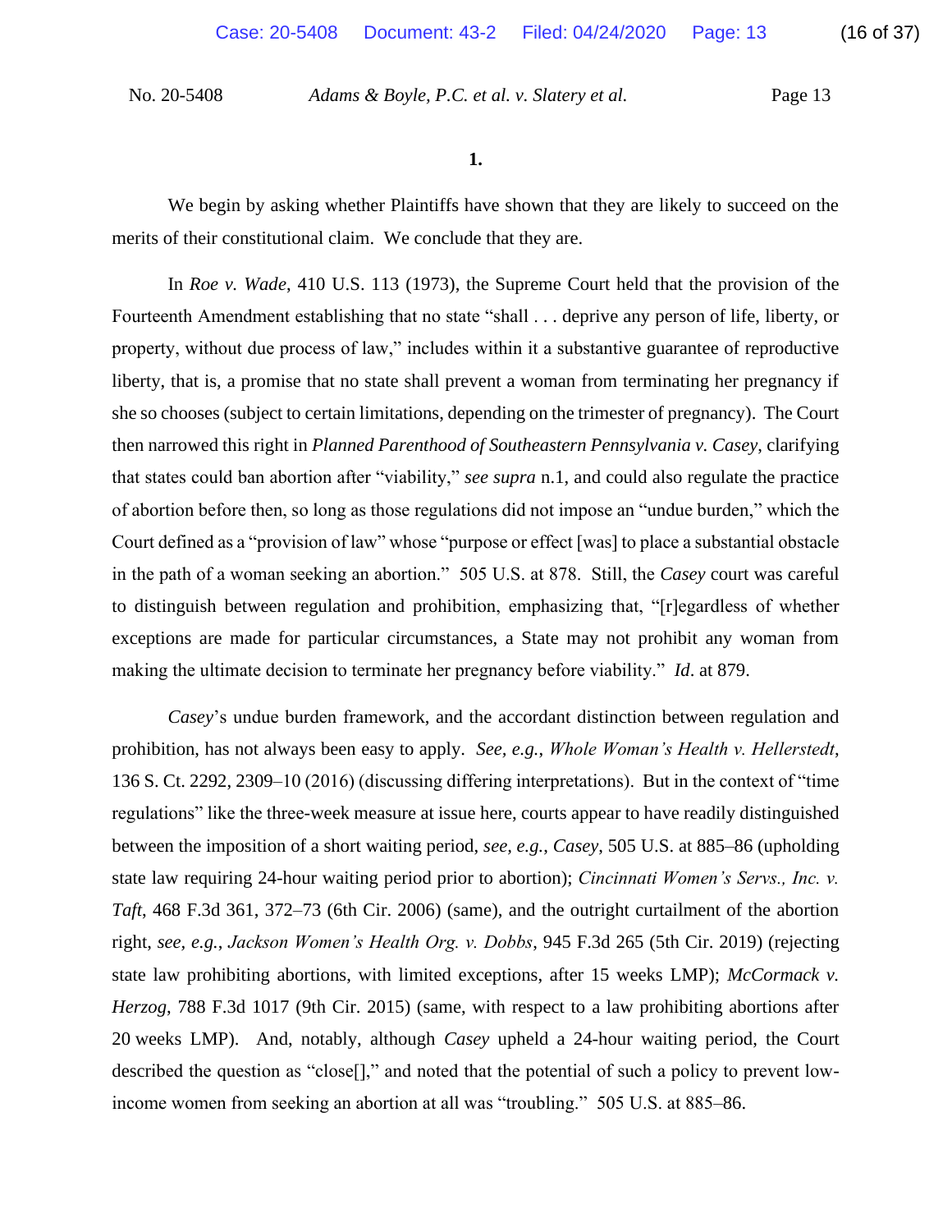**1.**

We begin by asking whether Plaintiffs have shown that they are likely to succeed on the merits of their constitutional claim. We conclude that they are.

In *Roe v. Wade*, 410 U.S. 113 (1973), the Supreme Court held that the provision of the Fourteenth Amendment establishing that no state "shall . . . deprive any person of life, liberty, or property, without due process of law," includes within it a substantive guarantee of reproductive liberty, that is, a promise that no state shall prevent a woman from terminating her pregnancy if she so chooses (subject to certain limitations, depending on the trimester of pregnancy). The Court then narrowed this right in *Planned Parenthood of Southeastern Pennsylvania v. Casey*, clarifying that states could ban abortion after "viability," *see supra* n.1, and could also regulate the practice of abortion before then, so long as those regulations did not impose an "undue burden," which the Court defined as a "provision of law" whose "purpose or effect [was] to place a substantial obstacle in the path of a woman seeking an abortion." 505 U.S. at 878. Still, the *Casey* court was careful to distinguish between regulation and prohibition, emphasizing that, "[r]egardless of whether exceptions are made for particular circumstances, a State may not prohibit any woman from making the ultimate decision to terminate her pregnancy before viability." *Id*. at 879.

*Casey*'s undue burden framework, and the accordant distinction between regulation and prohibition, has not always been easy to apply. *See, e.g.*, *Whole Woman's Health v. Hellerstedt*, 136 S. Ct. 2292, 2309–10 (2016) (discussing differing interpretations). But in the context of "time regulations" like the three-week measure at issue here, courts appear to have readily distinguished between the imposition of a short waiting period, *see, e.g.*, *Casey*, 505 U.S. at 885–86 (upholding state law requiring 24-hour waiting period prior to abortion); *Cincinnati Women's Servs., Inc. v. Taft*, 468 F.3d 361, 372–73 (6th Cir. 2006) (same), and the outright curtailment of the abortion right, *see, e.g.*, *Jackson Women's Health Org. v. Dobbs*, 945 F.3d 265 (5th Cir. 2019) (rejecting state law prohibiting abortions, with limited exceptions, after 15 weeks LMP); *McCormack v. Herzog*, 788 F.3d 1017 (9th Cir. 2015) (same, with respect to a law prohibiting abortions after 20 weeks LMP). And, notably, although *Casey* upheld a 24-hour waiting period, the Court described the question as "close[]," and noted that the potential of such a policy to prevent low-income women from seeking an abortion at all was "troubling." 505 U.S. at 885–86.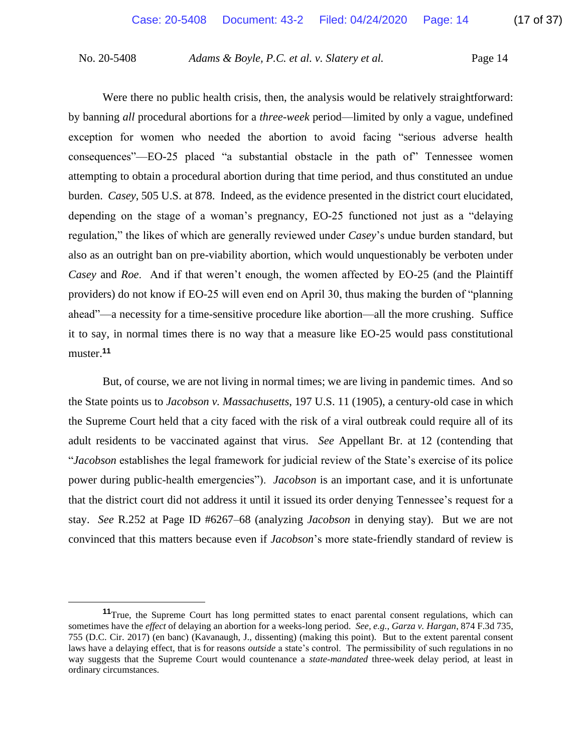Were there no public health crisis, then, the analysis would be relatively straightforward: by banning *all* procedural abortions for a *three-week* period—limited by only a vague, undefined exception for women who needed the abortion to avoid facing "serious adverse health consequences"—EO-25 placed "a substantial obstacle in the path of" Tennessee women attempting to obtain a procedural abortion during that time period, and thus constituted an undue burden. *Casey*, 505 U.S. at 878. Indeed, as the evidence presented in the district court elucidated, depending on the stage of a woman's pregnancy, EO-25 functioned not just as a "delaying regulation," the likes of which are generally reviewed under *Casey*'s undue burden standard, but also as an outright ban on pre-viability abortion, which would unquestionably be verboten under *Casey* and *Roe*. And if that weren't enough, the women affected by EO-25 (and the Plaintiff providers) do not know if EO-25 will even end on April 30, thus making the burden of "planning ahead"—a necessity for a time-sensitive procedure like abortion—all the more crushing. Suffice it to say, in normal times there is no way that a measure like EO-25 would pass constitutional muster.[11]

But, of course, we are not living in normal times; we are living in pandemic times. And so the State points us to *Jacobson v. Massachusetts*, 197 U.S. 11 (1905), a century-old case in which the Supreme Court held that a city faced with the risk of a viral outbreak could require all of its adult residents to be vaccinated against that virus. *See* Appellant Br. at 12 (contending that "*Jacobson* establishes the legal framework for judicial review of the State's exercise of its police power during public-health emergencies"). *Jacobson* is an important case, and it is unfortunate that the district court did not address it until it issued its order denying Tennessee's request for a stay. *See* R.252 at Page ID #6267–68 (analyzing *Jacobson* in denying stay). But we are not convinced that this matters because even if *Jacobson*'s more state-friendly standard of review is

---

[11] True, the Supreme Court has long permitted states to enact parental consent regulations, which can sometimes have the *effect* of delaying an abortion for a weeks-long period. *See, e.g.*, *Garza v. Hargan*, 874 F.3d 735, 755 (D.C. Cir. 2017) (en banc) (Kavanaugh, J., dissenting) (making this point). But to the extent parental consent laws have a delaying effect, that is for reasons *outside* a state's control. The permissibility of such regulations in no way suggests that the Supreme Court would countenance a *state-mandated* three-week delay period, at least in ordinary circumstances.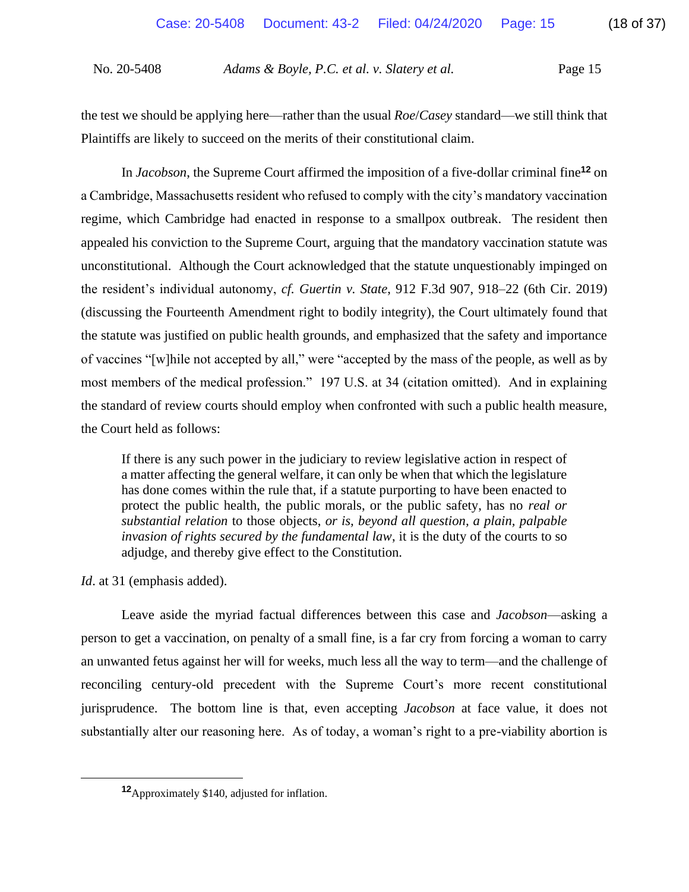the test we should be applying here—rather than the usual *Roe*/*Casey* standard—we still think that Plaintiffs are likely to succeed on the merits of their constitutional claim.

In *Jacobson*, the Supreme Court affirmed the imposition of a five-dollar criminal fine[12] on a Cambridge, Massachusetts resident who refused to comply with the city's mandatory vaccination regime, which Cambridge had enacted in response to a smallpox outbreak. The resident then appealed his conviction to the Supreme Court, arguing that the mandatory vaccination statute was unconstitutional. Although the Court acknowledged that the statute unquestionably impinged on the resident's individual autonomy, *cf. Guertin v. State*, 912 F.3d 907, 918–22 (6th Cir. 2019) (discussing the Fourteenth Amendment right to bodily integrity), the Court ultimately found that the statute was justified on public health grounds, and emphasized that the safety and importance of vaccines "[w]hile not accepted by all," were "accepted by the mass of the people, as well as by most members of the medical profession." 197 U.S. at 34 (citation omitted). And in explaining the standard of review courts should employ when confronted with such a public health measure, the Court held as follows:

> If there is any such power in the judiciary to review legislative action in respect of a matter affecting the general welfare, it can only be when that which the legislature has done comes within the rule that, if a statute purporting to have been enacted to protect the public health, the public morals, or the public safety, has no *real or substantial relation* to those objects, *or is, beyond all question, a plain, palpable invasion of rights secured by the fundamental law*, it is the duty of the courts to so adjudge, and thereby give effect to the Constitution.

*Id*. at 31 (emphasis added).

Leave aside the myriad factual differences between this case and *Jacobson*—asking a person to get a vaccination, on penalty of a small fine, is a far cry from forcing a woman to carry an unwanted fetus against her will for weeks, much less all the way to term—and the challenge of reconciling century-old precedent with the Supreme Court's more recent constitutional jurisprudence. The bottom line is that, even accepting *Jacobson* at face value, it does not substantially alter our reasoning here. As of today, a woman's right to a pre-viability abortion is

---

[12] Approximately $140, adjusted for inflation.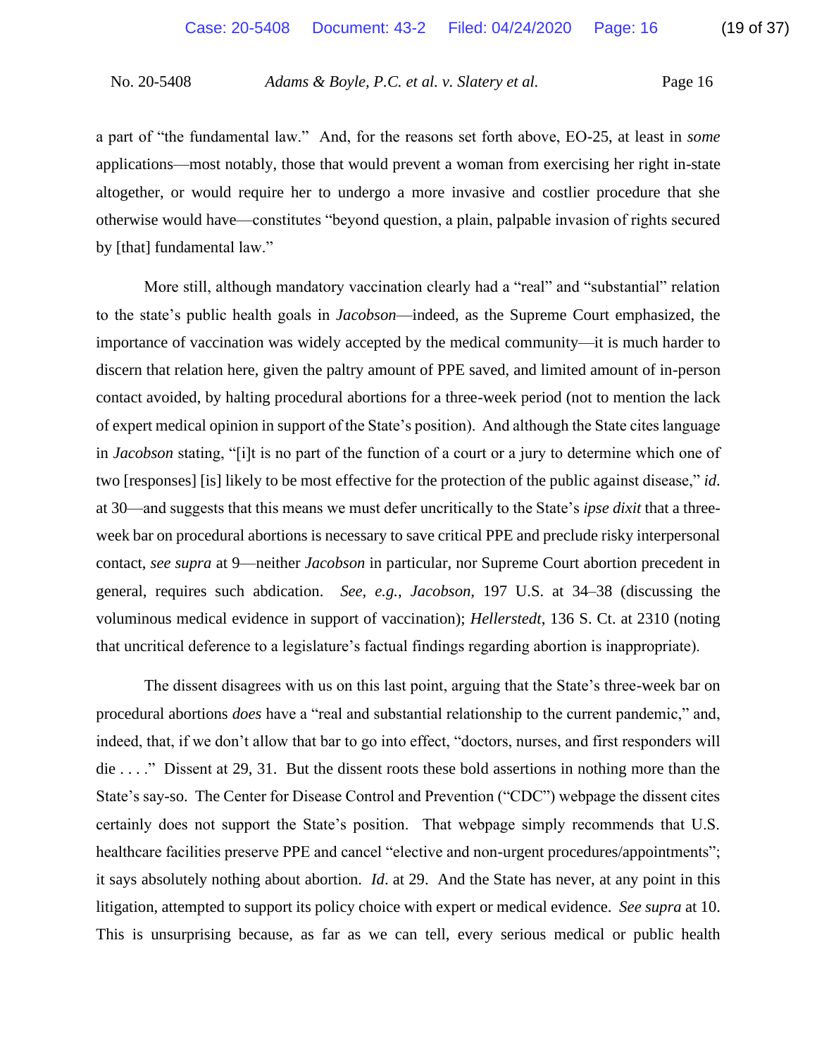a part of "the fundamental law." And, for the reasons set forth above, EO-25, at least in *some* applications—most notably, those that would prevent a woman from exercising her right in-state altogether, or would require her to undergo a more invasive and costlier procedure that she otherwise would have—constitutes "beyond question, a plain, palpable invasion of rights secured by [that] fundamental law."

More still, although mandatory vaccination clearly had a "real" and "substantial" relation to the state's public health goals in *Jacobson*—indeed, as the Supreme Court emphasized, the importance of vaccination was widely accepted by the medical community—it is much harder to discern that relation here, given the paltry amount of PPE saved, and limited amount of in-person contact avoided, by halting procedural abortions for a three-week period (not to mention the lack of expert medical opinion in support of the State's position). And although the State cites language in *Jacobson* stating, "[i]t is no part of the function of a court or a jury to determine which one of two [responses] [is] likely to be most effective for the protection of the public against disease," *id.* at 30—and suggests that this means we must defer uncritically to the State's *ipse dixit* that a three-week bar on procedural abortions is necessary to save critical PPE and preclude risky interpersonal contact, *see supra* at 9—neither *Jacobson* in particular, nor Supreme Court abortion precedent in general, requires such abdication. *See, e.g.*, *Jacobson,* 197 U.S. at 34–38 (discussing the voluminous medical evidence in support of vaccination); *Hellerstedt*, 136 S. Ct. at 2310 (noting that uncritical deference to a legislature's factual findings regarding abortion is inappropriate).

The dissent disagrees with us on this last point, arguing that the State's three-week bar on procedural abortions *does* have a "real and substantial relationship to the current pandemic," and, indeed, that, if we don't allow that bar to go into effect, "doctors, nurses, and first responders will die . . . ." Dissent at 29, 31. But the dissent roots these bold assertions in nothing more than the State's say-so. The Center for Disease Control and Prevention ("CDC") webpage the dissent cites certainly does not support the State's position. That webpage simply recommends that U.S. healthcare facilities preserve PPE and cancel "elective and non-urgent procedures/appointments"; it says absolutely nothing about abortion. *Id*. at 29. And the State has never, at any point in this litigation, attempted to support its policy choice with expert or medical evidence. *See supra* at 10. This is unsurprising because, as far as we can tell, every serious medical or public health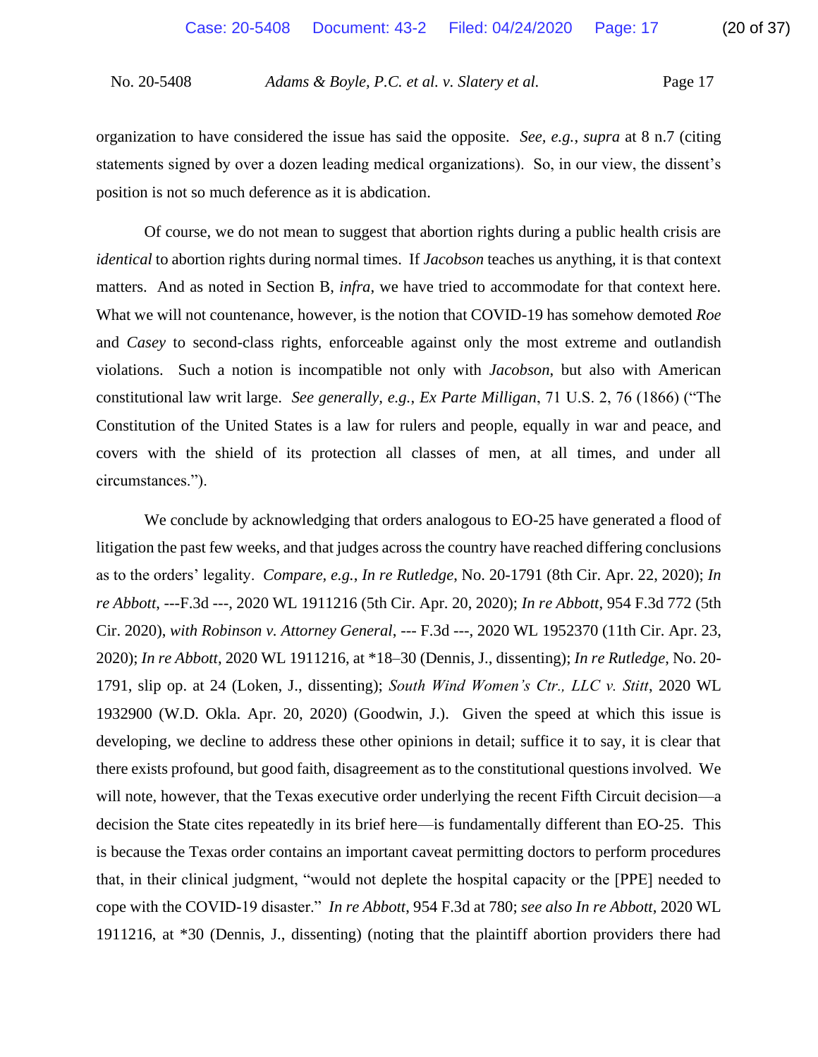organization to have considered the issue has said the opposite. *See, e.g.*, *supra* at 8 n.7 (citing statements signed by over a dozen leading medical organizations). So, in our view, the dissent's position is not so much deference as it is abdication.

Of course, we do not mean to suggest that abortion rights during a public health crisis are *identical* to abortion rights during normal times. If *Jacobson* teaches us anything, it is that context matters. And as noted in Section B, *infra*, we have tried to accommodate for that context here. What we will not countenance, however, is the notion that COVID-19 has somehow demoted *Roe* and *Casey* to second-class rights, enforceable against only the most extreme and outlandish violations. Such a notion is incompatible not only with *Jacobson*, but also with American constitutional law writ large. *See generally, e.g.*, *Ex Parte Milligan*, 71 U.S. 2, 76 (1866) ("The Constitution of the United States is a law for rulers and people, equally in war and peace, and covers with the shield of its protection all classes of men, at all times, and under all circumstances.").

We conclude by acknowledging that orders analogous to EO-25 have generated a flood of litigation the past few weeks, and that judges across the country have reached differing conclusions as to the orders' legality. *Compare, e.g.*, *In re Rutledge*, No. 20-1791 (8th Cir. Apr. 22, 2020); *In re Abbott*, ---F.3d ---, 2020 WL 1911216 (5th Cir. Apr. 20, 2020); *In re Abbott*, 954 F.3d 772 (5th Cir. 2020), *with Robinson v. Attorney General*, --- F.3d ---, 2020 WL 1952370 (11th Cir. Apr. 23, 2020); *In re Abbott*, 2020 WL 1911216, at *18–30 (Dennis, J., dissenting); *In re Rutledge*, No. 20-1791, slip op. at 24 (Loken, J., dissenting); *South Wind Women's Ctr., LLC v. Stitt*, 2020 WL 1932900 (W.D. Okla. Apr. 20, 2020) (Goodwin, J.). Given the speed at which this issue is developing, we decline to address these other opinions in detail; suffice it to say, it is clear that there exists profound, but good faith, disagreement as to the constitutional questions involved. We will note, however, that the Texas executive order underlying the recent Fifth Circuit decision—a decision the State cites repeatedly in its brief here—is fundamentally different than EO-25. This is because the Texas order contains an important caveat permitting doctors to perform procedures that, in their clinical judgment, "would not deplete the hospital capacity or the [PPE] needed to cope with the COVID-19 disaster." *In re Abbott*, 954 F.3d at 780; *see also In re Abbott*, 2020 WL 1911216, at *30 (Dennis, J., dissenting) (noting that the plaintiff abortion providers there had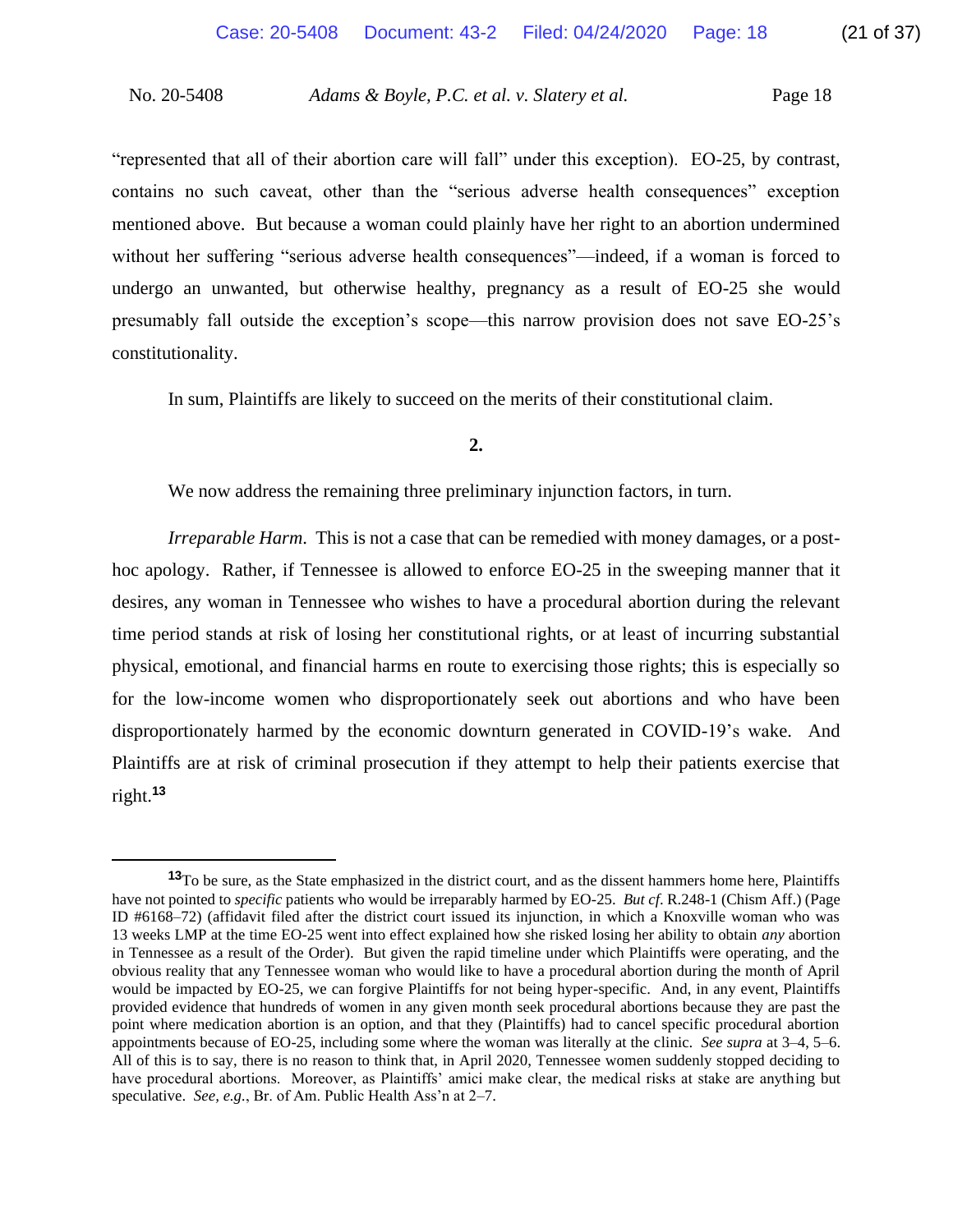"represented that all of their abortion care will fall" under this exception). EO-25, by contrast, contains no such caveat, other than the "serious adverse health consequences" exception mentioned above. But because a woman could plainly have her right to an abortion undermined without her suffering "serious adverse health consequences"—indeed, if a woman is forced to undergo an unwanted, but otherwise healthy, pregnancy as a result of EO-25 she would presumably fall outside the exception's scope—this narrow provision does not save EO-25's constitutionality.

In sum, Plaintiffs are likely to succeed on the merits of their constitutional claim.

**2.**

We now address the remaining three preliminary injunction factors, in turn.

*Irreparable Harm*. This is not a case that can be remedied with money damages, or a post-hoc apology. Rather, if Tennessee is allowed to enforce EO-25 in the sweeping manner that it desires, any woman in Tennessee who wishes to have a procedural abortion during the relevant time period stands at risk of losing her constitutional rights, or at least of incurring substantial physical, emotional, and financial harms en route to exercising those rights; this is especially so for the low-income women who disproportionately seek out abortions and who have been disproportionately harmed by the economic downturn generated in COVID-19's wake. And Plaintiffs are at risk of criminal prosecution if they attempt to help their patients exercise that right.[13]

---

[13] To be sure, as the State emphasized in the district court, and as the dissent hammers home here, Plaintiffs have not pointed to *specific* patients who would be irreparably harmed by EO-25. *But cf.* R.248-1 (Chism Aff.) (Page ID #6168–72) (affidavit filed after the district court issued its injunction, in which a Knoxville woman who was 13 weeks LMP at the time EO-25 went into effect explained how she risked losing her ability to obtain *any* abortion in Tennessee as a result of the Order). But given the rapid timeline under which Plaintiffs were operating, and the obvious reality that any Tennessee woman who would like to have a procedural abortion during the month of April would be impacted by EO-25, we can forgive Plaintiffs for not being hyper-specific. And, in any event, Plaintiffs provided evidence that hundreds of women in any given month seek procedural abortions because they are past the point where medication abortion is an option, and that they (Plaintiffs) had to cancel specific procedural abortion appointments because of EO-25, including some where the woman was literally at the clinic. *See supra* at 3–4, 5–6. All of this is to say, there is no reason to think that, in April 2020, Tennessee women suddenly stopped deciding to have procedural abortions. Moreover, as Plaintiffs' amici make clear, the medical risks at stake are anything but speculative. *See, e.g.*, Br. of Am. Public Health Ass'n at 2–7.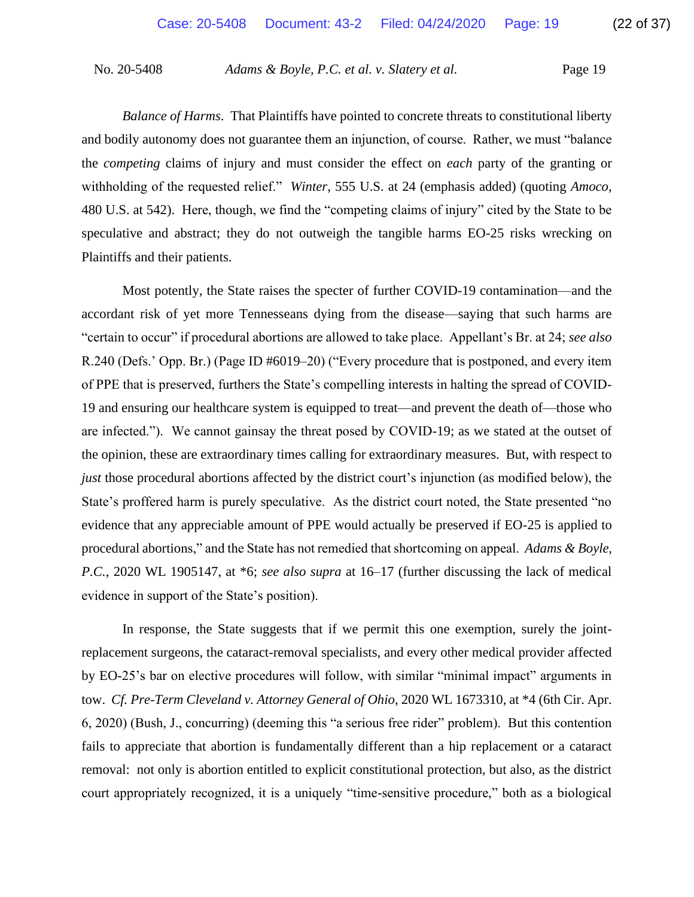*Balance of Harms*. That Plaintiffs have pointed to concrete threats to constitutional liberty and bodily autonomy does not guarantee them an injunction, of course. Rather, we must "balance the *competing* claims of injury and must consider the effect on *each* party of the granting or withholding of the requested relief." *Winter*, 555 U.S. at 24 (emphasis added) (quoting *Amoco*, 480 U.S. at 542). Here, though, we find the "competing claims of injury" cited by the State to be speculative and abstract; they do not outweigh the tangible harms EO-25 risks wrecking on Plaintiffs and their patients.

Most potently, the State raises the specter of further COVID-19 contamination—and the accordant risk of yet more Tennesseans dying from the disease—saying that such harms are "certain to occur" if procedural abortions are allowed to take place. Appellant's Br. at 24; *see also* R.240 (Defs.' Opp. Br.) (Page ID #6019–20) ("Every procedure that is postponed, and every item of PPE that is preserved, furthers the State's compelling interests in halting the spread of COVID-19 and ensuring our healthcare system is equipped to treat—and prevent the death of—those who are infected."). We cannot gainsay the threat posed by COVID-19; as we stated at the outset of the opinion, these are extraordinary times calling for extraordinary measures. But, with respect to *just* those procedural abortions affected by the district court's injunction (as modified below), the State's proffered harm is purely speculative. As the district court noted, the State presented "no evidence that any appreciable amount of PPE would actually be preserved if EO-25 is applied to procedural abortions," and the State has not remedied that shortcoming on appeal. *Adams & Boyle, P.C.*, 2020 WL 1905147, at *6; *see also supra* at 16–17 (further discussing the lack of medical evidence in support of the State's position).

In response, the State suggests that if we permit this one exemption, surely the joint-replacement surgeons, the cataract-removal specialists, and every other medical provider affected by EO-25's bar on elective procedures will follow, with similar "minimal impact" arguments in tow. *Cf. Pre-Term Cleveland v. Attorney General of Ohio*, 2020 WL 1673310, at *4 (6th Cir. Apr. 6, 2020) (Bush, J., concurring) (deeming this "a serious free rider" problem). But this contention fails to appreciate that abortion is fundamentally different than a hip replacement or a cataract removal: not only is abortion entitled to explicit constitutional protection, but also, as the district court appropriately recognized, it is a uniquely "time-sensitive procedure," both as a biological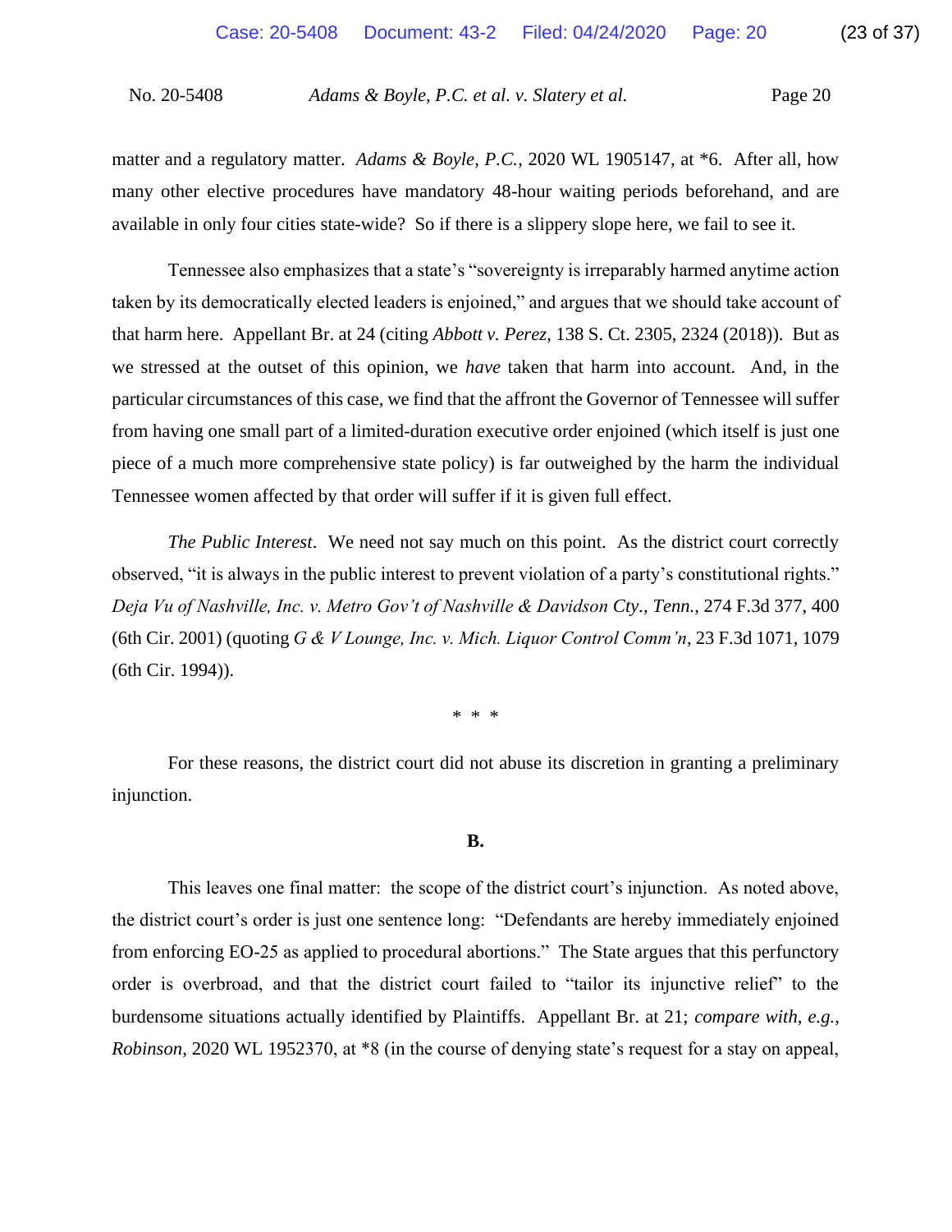matter and a regulatory matter. *Adams & Boyle, P.C.*, 2020 WL 1905147, at *6. After all, how many other elective procedures have mandatory 48-hour waiting periods beforehand, and are available in only four cities state-wide? So if there is a slippery slope here, we fail to see it.

Tennessee also emphasizes that a state's "sovereignty is irreparably harmed anytime action taken by its democratically elected leaders is enjoined," and argues that we should take account of that harm here. Appellant Br. at 24 (citing *Abbott v. Perez*, 138 S. Ct. 2305, 2324 (2018)). But as we stressed at the outset of this opinion, we *have* taken that harm into account. And, in the particular circumstances of this case, we find that the affront the Governor of Tennessee will suffer from having one small part of a limited-duration executive order enjoined (which itself is just one piece of a much more comprehensive state policy) is far outweighed by the harm the individual Tennessee women affected by that order will suffer if it is given full effect.

*The Public Interest*. We need not say much on this point. As the district court correctly observed, "it is always in the public interest to prevent violation of a party's constitutional rights." *Deja Vu of Nashville, Inc. v. Metro Gov't of Nashville & Davidson Cty., Tenn.*, 274 F.3d 377, 400 (6th Cir. 2001) (quoting *G & V Lounge, Inc. v. Mich. Liquor Control Comm'n*, 23 F.3d 1071, 1079 (6th Cir. 1994)).

\* \* \*

For these reasons, the district court did not abuse its discretion in granting a preliminary injunction.

**B.**

This leaves one final matter: the scope of the district court's injunction. As noted above, the district court's order is just one sentence long: "Defendants are hereby immediately enjoined from enforcing EO-25 as applied to procedural abortions." The State argues that this perfunctory order is overbroad, and that the district court failed to "tailor its injunctive relief" to the burdensome situations actually identified by Plaintiffs. Appellant Br. at 21; *compare with, e.g.*, *Robinson*, 2020 WL 1952370, at *8 (in the course of denying state's request for a stay on appeal,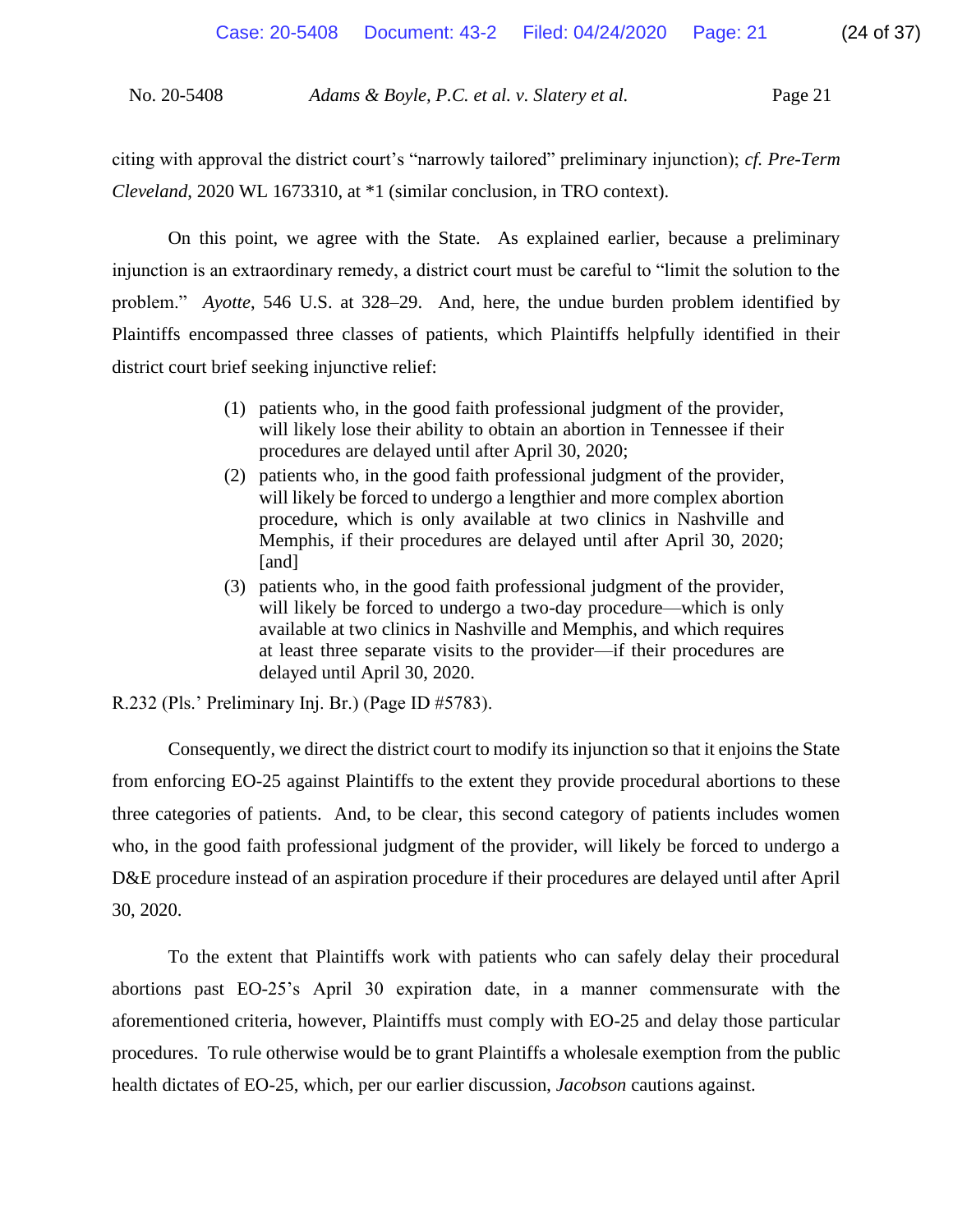citing with approval the district court's "narrowly tailored" preliminary injunction); *cf. Pre-Term Cleveland*, 2020 WL 1673310, at *1 (similar conclusion, in TRO context).

On this point, we agree with the State. As explained earlier, because a preliminary injunction is an extraordinary remedy, a district court must be careful to "limit the solution to the problem." *Ayotte*, 546 U.S. at 328–29. And, here, the undue burden problem identified by Plaintiffs encompassed three classes of patients, which Plaintiffs helpfully identified in their district court brief seeking injunctive relief:

> (1) patients who, in the good faith professional judgment of the provider, will likely lose their ability to obtain an abortion in Tennessee if their procedures are delayed until after April 30, 2020;
> (2) patients who, in the good faith professional judgment of the provider, will likely be forced to undergo a lengthier and more complex abortion procedure, which is only available at two clinics in Nashville and Memphis, if their procedures are delayed until after April 30, 2020; [and]
> (3) patients who, in the good faith professional judgment of the provider, will likely be forced to undergo a two-day procedure—which is only available at two clinics in Nashville and Memphis, and which requires at least three separate visits to the provider—if their procedures are delayed until April 30, 2020.

R.232 (Pls.' Preliminary Inj. Br.) (Page ID #5783).

Consequently, we direct the district court to modify its injunction so that it enjoins the State from enforcing EO-25 against Plaintiffs to the extent they provide procedural abortions to these three categories of patients. And, to be clear, this second category of patients includes women who, in the good faith professional judgment of the provider, will likely be forced to undergo a D&E procedure instead of an aspiration procedure if their procedures are delayed until after April 30, 2020.

To the extent that Plaintiffs work with patients who can safely delay their procedural abortions past EO-25's April 30 expiration date, in a manner commensurate with the aforementioned criteria, however, Plaintiffs must comply with EO-25 and delay those particular procedures. To rule otherwise would be to grant Plaintiffs a wholesale exemption from the public health dictates of EO-25, which, per our earlier discussion, *Jacobson* cautions against.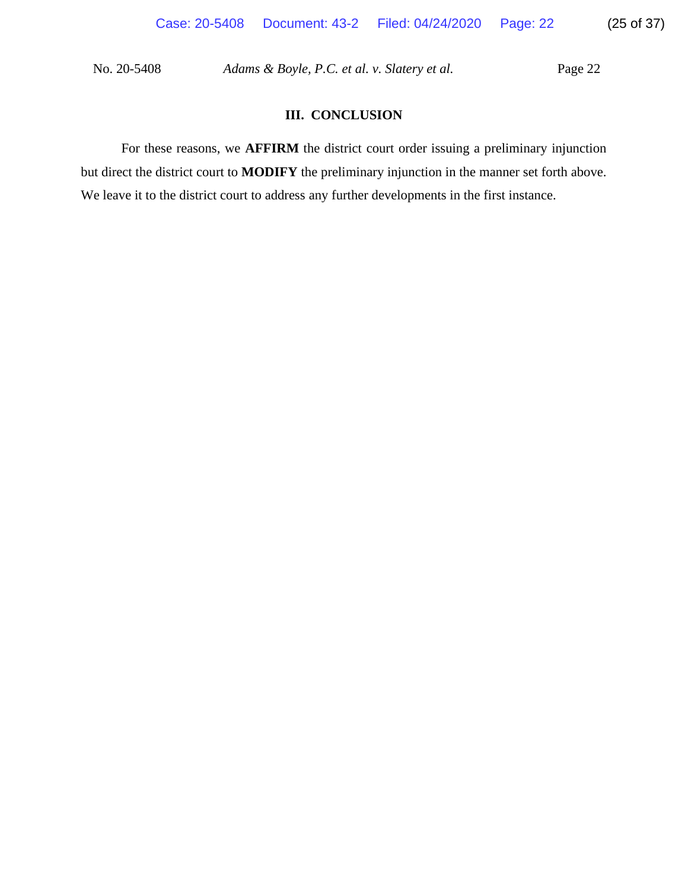### III. CONCLUSION

For these reasons, we **AFFIRM** the district court order issuing a preliminary injunction but direct the district court to **MODIFY** the preliminary injunction in the manner set forth above. We leave it to the district court to address any further developments in the first instance.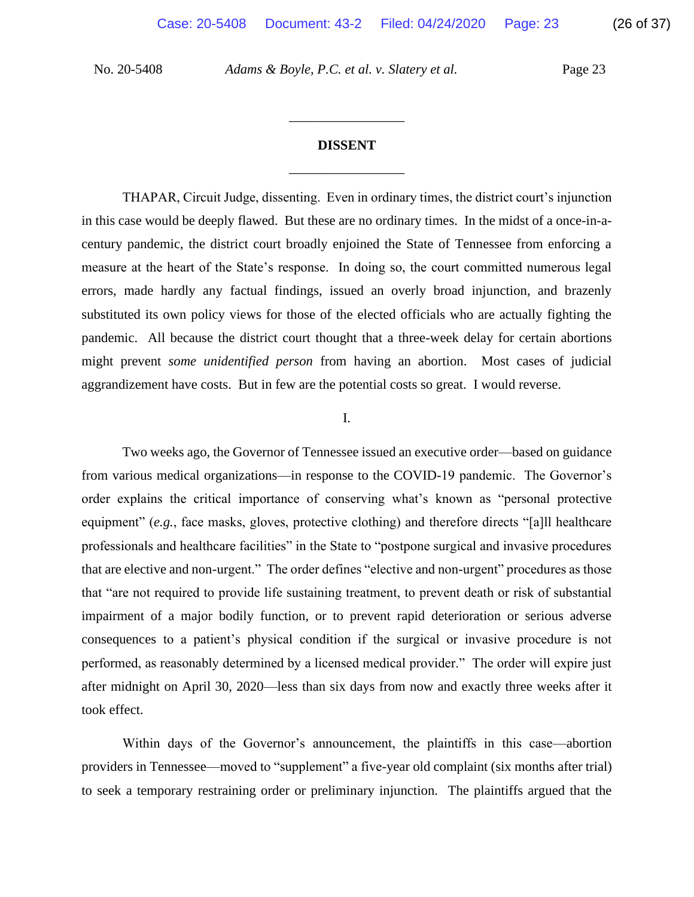## DISSENT

THAPAR, Circuit Judge, dissenting. Even in ordinary times, the district court's injunction in this case would be deeply flawed. But these are no ordinary times. In the midst of a once-in-a-century pandemic, the district court broadly enjoined the State of Tennessee from enforcing a measure at the heart of the State's response. In doing so, the court committed numerous legal errors, made hardly any factual findings, issued an overly broad injunction, and brazenly substituted its own policy views for those of the elected officials who are actually fighting the pandemic. All because the district court thought that a three-week delay for certain abortions might prevent *some unidentified person* from having an abortion. Most cases of judicial aggrandizement have costs. But in few are the potential costs so great. I would reverse.

I.

Two weeks ago, the Governor of Tennessee issued an executive order—based on guidance from various medical organizations—in response to the COVID-19 pandemic. The Governor's order explains the critical importance of conserving what's known as "personal protective equipment" (*e.g.*, face masks, gloves, protective clothing) and therefore directs "[a]ll healthcare professionals and healthcare facilities" in the State to "postpone surgical and invasive procedures that are elective and non-urgent." The order defines "elective and non-urgent" procedures as those that "are not required to provide life sustaining treatment, to prevent death or risk of substantial impairment of a major bodily function, or to prevent rapid deterioration or serious adverse consequences to a patient's physical condition if the surgical or invasive procedure is not performed, as reasonably determined by a licensed medical provider." The order will expire just after midnight on April 30, 2020—less than six days from now and exactly three weeks after it took effect.

Within days of the Governor's announcement, the plaintiffs in this case—abortion providers in Tennessee—moved to "supplement" a five-year old complaint (six months after trial) to seek a temporary restraining order or preliminary injunction. The plaintiffs argued that the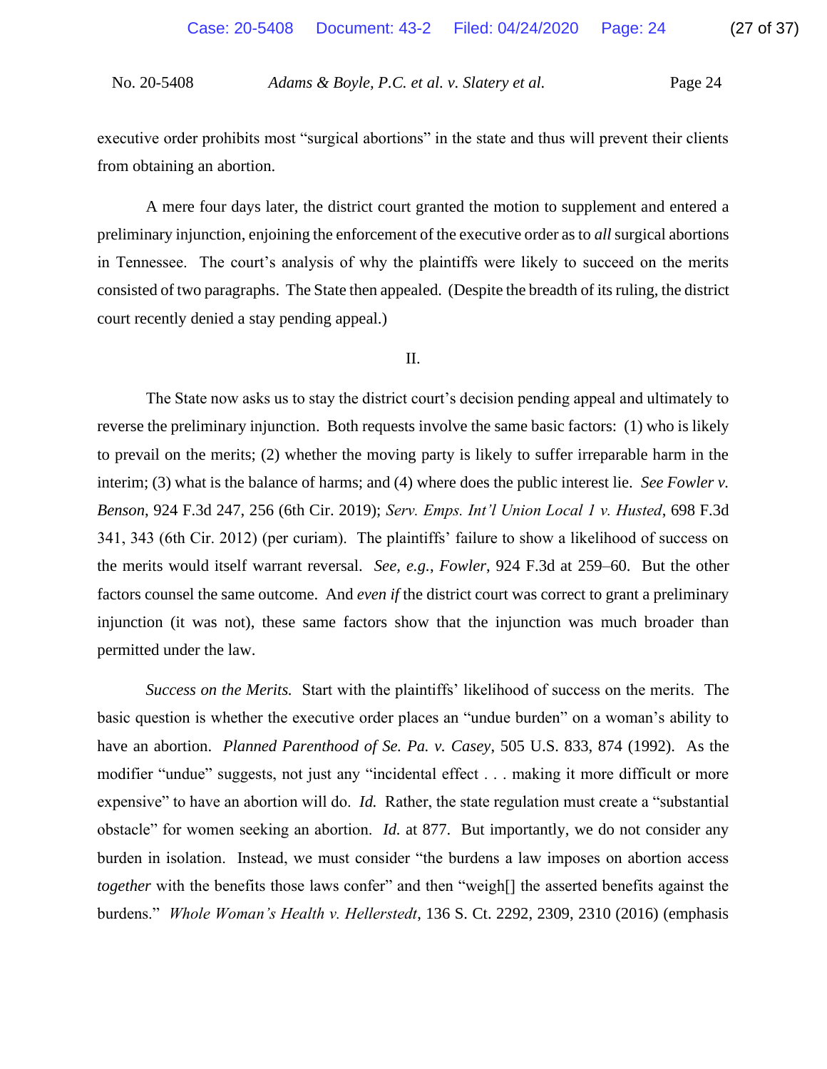executive order prohibits most "surgical abortions" in the state and thus will prevent their clients from obtaining an abortion.

A mere four days later, the district court granted the motion to supplement and entered a preliminary injunction, enjoining the enforcement of the executive order as to *all* surgical abortions in Tennessee. The court's analysis of why the plaintiffs were likely to succeed on the merits consisted of two paragraphs. The State then appealed. (Despite the breadth of its ruling, the district court recently denied a stay pending appeal.)

II.

The State now asks us to stay the district court's decision pending appeal and ultimately to reverse the preliminary injunction. Both requests involve the same basic factors: (1) who is likely to prevail on the merits; (2) whether the moving party is likely to suffer irreparable harm in the interim; (3) what is the balance of harms; and (4) where does the public interest lie. *See Fowler v. Benson*, 924 F.3d 247, 256 (6th Cir. 2019); *Serv. Emps. Int'l Union Local 1 v. Husted*, 698 F.3d 341, 343 (6th Cir. 2012) (per curiam). The plaintiffs' failure to show a likelihood of success on the merits would itself warrant reversal. *See, e.g.*, *Fowler*, 924 F.3d at 259–60. But the other factors counsel the same outcome. And *even if* the district court was correct to grant a preliminary injunction (it was not), these same factors show that the injunction was much broader than permitted under the law.

*Success on the Merits.* Start with the plaintiffs' likelihood of success on the merits. The basic question is whether the executive order places an "undue burden" on a woman's ability to have an abortion. *Planned Parenthood of Se. Pa. v. Casey*, 505 U.S. 833, 874 (1992). As the modifier "undue" suggests, not just any "incidental effect . . . making it more difficult or more expensive" to have an abortion will do. *Id.* Rather, the state regulation must create a "substantial obstacle" for women seeking an abortion. *Id.* at 877. But importantly, we do not consider any burden in isolation. Instead, we must consider "the burdens a law imposes on abortion access *together* with the benefits those laws confer" and then "weigh[] the asserted benefits against the burdens." *Whole Woman's Health v. Hellerstedt*, 136 S. Ct. 2292, 2309, 2310 (2016) (emphasis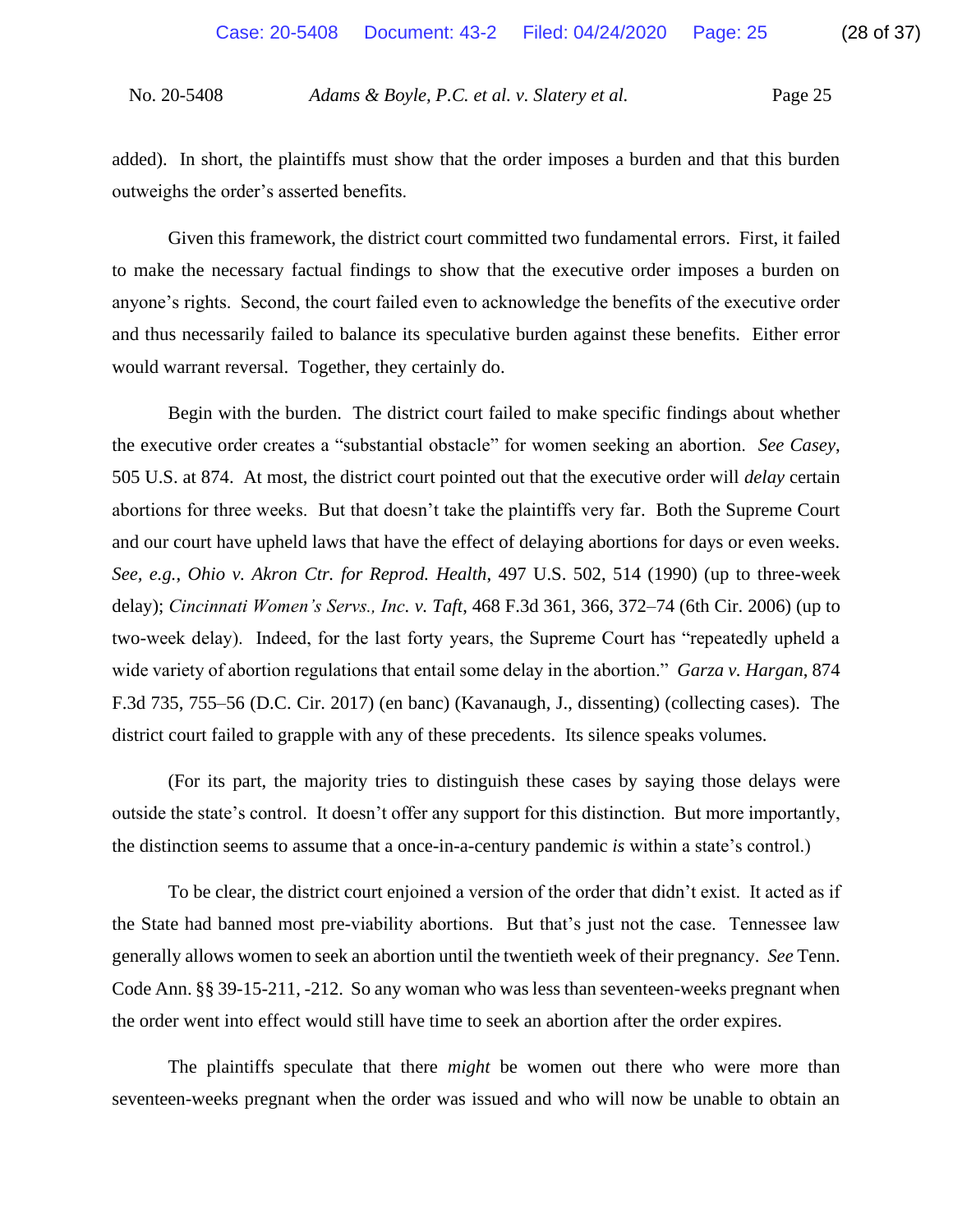added). In short, the plaintiffs must show that the order imposes a burden and that this burden outweighs the order's asserted benefits.

Given this framework, the district court committed two fundamental errors. First, it failed to make the necessary factual findings to show that the executive order imposes a burden on anyone's rights. Second, the court failed even to acknowledge the benefits of the executive order and thus necessarily failed to balance its speculative burden against these benefits. Either error would warrant reversal. Together, they certainly do.

Begin with the burden. The district court failed to make specific findings about whether the executive order creates a "substantial obstacle" for women seeking an abortion. *See Casey*, 505 U.S. at 874. At most, the district court pointed out that the executive order will *delay* certain abortions for three weeks. But that doesn't take the plaintiffs very far. Both the Supreme Court and our court have upheld laws that have the effect of delaying abortions for days or even weeks. *See, e.g.*, *Ohio v. Akron Ctr. for Reprod. Health*, 497 U.S. 502, 514 (1990) (up to three-week delay); *Cincinnati Women's Servs., Inc. v. Taft*, 468 F.3d 361, 366, 372–74 (6th Cir. 2006) (up to two-week delay). Indeed, for the last forty years, the Supreme Court has "repeatedly upheld a wide variety of abortion regulations that entail some delay in the abortion." *Garza v. Hargan*, 874 F.3d 735, 755–56 (D.C. Cir. 2017) (en banc) (Kavanaugh, J., dissenting) (collecting cases). The district court failed to grapple with any of these precedents. Its silence speaks volumes.

(For its part, the majority tries to distinguish these cases by saying those delays were outside the state's control. It doesn't offer any support for this distinction. But more importantly, the distinction seems to assume that a once-in-a-century pandemic *is* within a state's control.)

To be clear, the district court enjoined a version of the order that didn't exist. It acted as if the State had banned most pre-viability abortions. But that's just not the case. Tennessee law generally allows women to seek an abortion until the twentieth week of their pregnancy. *See* Tenn. Code Ann. §§ 39-15-211, -212. So any woman who was less than seventeen-weeks pregnant when the order went into effect would still have time to seek an abortion after the order expires.

The plaintiffs speculate that there *might* be women out there who were more than seventeen-weeks pregnant when the order was issued and who will now be unable to obtain an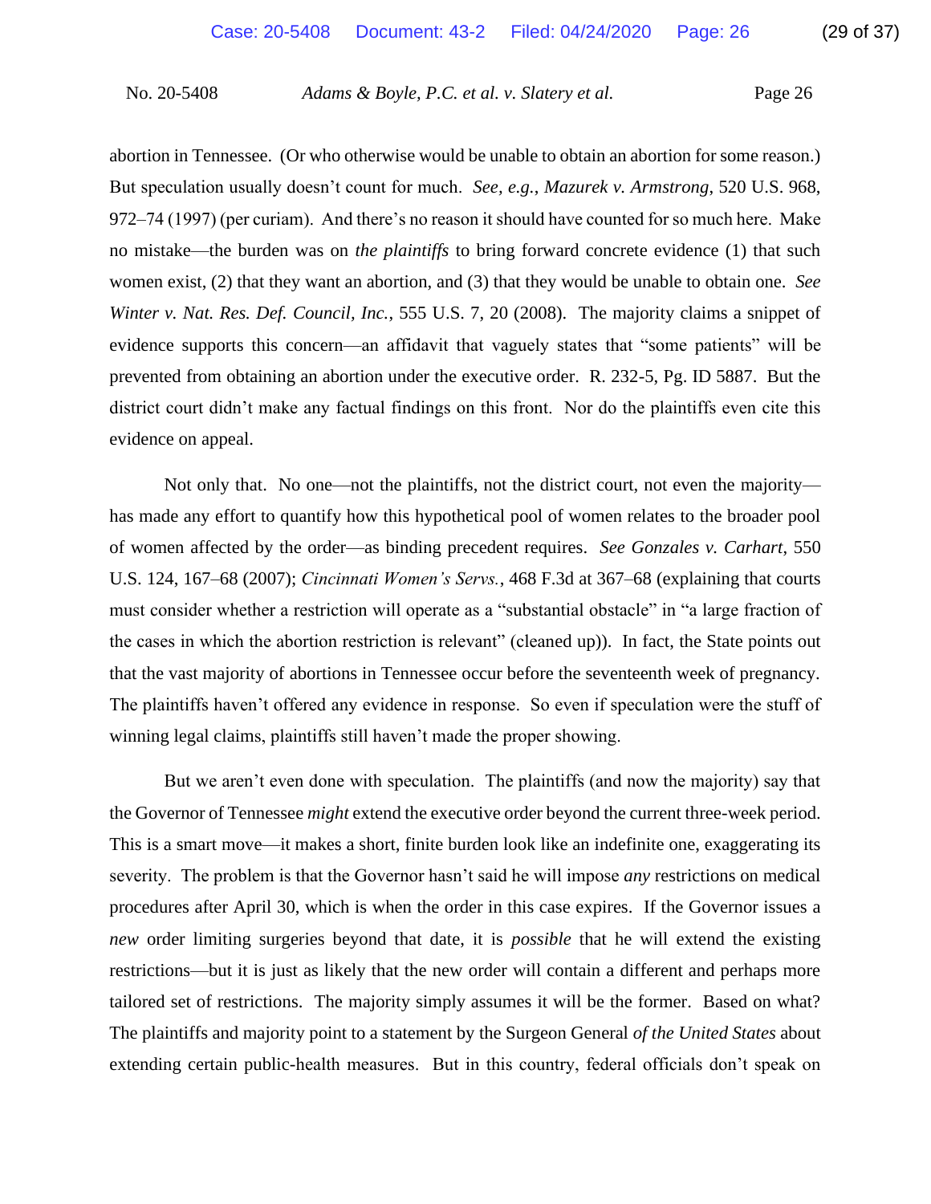abortion in Tennessee. (Or who otherwise would be unable to obtain an abortion for some reason.) But speculation usually doesn't count for much. *See, e.g.*, *Mazurek v. Armstrong*, 520 U.S. 968, 972–74 (1997) (per curiam). And there's no reason it should have counted for so much here. Make no mistake—the burden was on *the plaintiffs* to bring forward concrete evidence (1) that such women exist, (2) that they want an abortion, and (3) that they would be unable to obtain one. *See Winter v. Nat. Res. Def. Council, Inc.*, 555 U.S. 7, 20 (2008). The majority claims a snippet of evidence supports this concern—an affidavit that vaguely states that "some patients" will be prevented from obtaining an abortion under the executive order. R. 232-5, Pg. ID 5887. But the district court didn't make any factual findings on this front. Nor do the plaintiffs even cite this evidence on appeal.

Not only that. No one—not the plaintiffs, not the district court, not even the majority—has made any effort to quantify how this hypothetical pool of women relates to the broader pool of women affected by the order—as binding precedent requires. *See Gonzales v. Carhart*, 550 U.S. 124, 167–68 (2007); *Cincinnati Women's Servs.*, 468 F.3d at 367–68 (explaining that courts must consider whether a restriction will operate as a "substantial obstacle" in "a large fraction of the cases in which the abortion restriction is relevant" (cleaned up)). In fact, the State points out that the vast majority of abortions in Tennessee occur before the seventeenth week of pregnancy. The plaintiffs haven't offered any evidence in response. So even if speculation were the stuff of winning legal claims, plaintiffs still haven't made the proper showing.

But we aren't even done with speculation. The plaintiffs (and now the majority) say that the Governor of Tennessee *might* extend the executive order beyond the current three-week period. This is a smart move—it makes a short, finite burden look like an indefinite one, exaggerating its severity. The problem is that the Governor hasn't said he will impose *any* restrictions on medical procedures after April 30, which is when the order in this case expires. If the Governor issues a *new* order limiting surgeries beyond that date, it is *possible* that he will extend the existing restrictions—but it is just as likely that the new order will contain a different and perhaps more tailored set of restrictions. The majority simply assumes it will be the former. Based on what? The plaintiffs and majority point to a statement by the Surgeon General *of the United States* about extending certain public-health measures. But in this country, federal officials don't speak on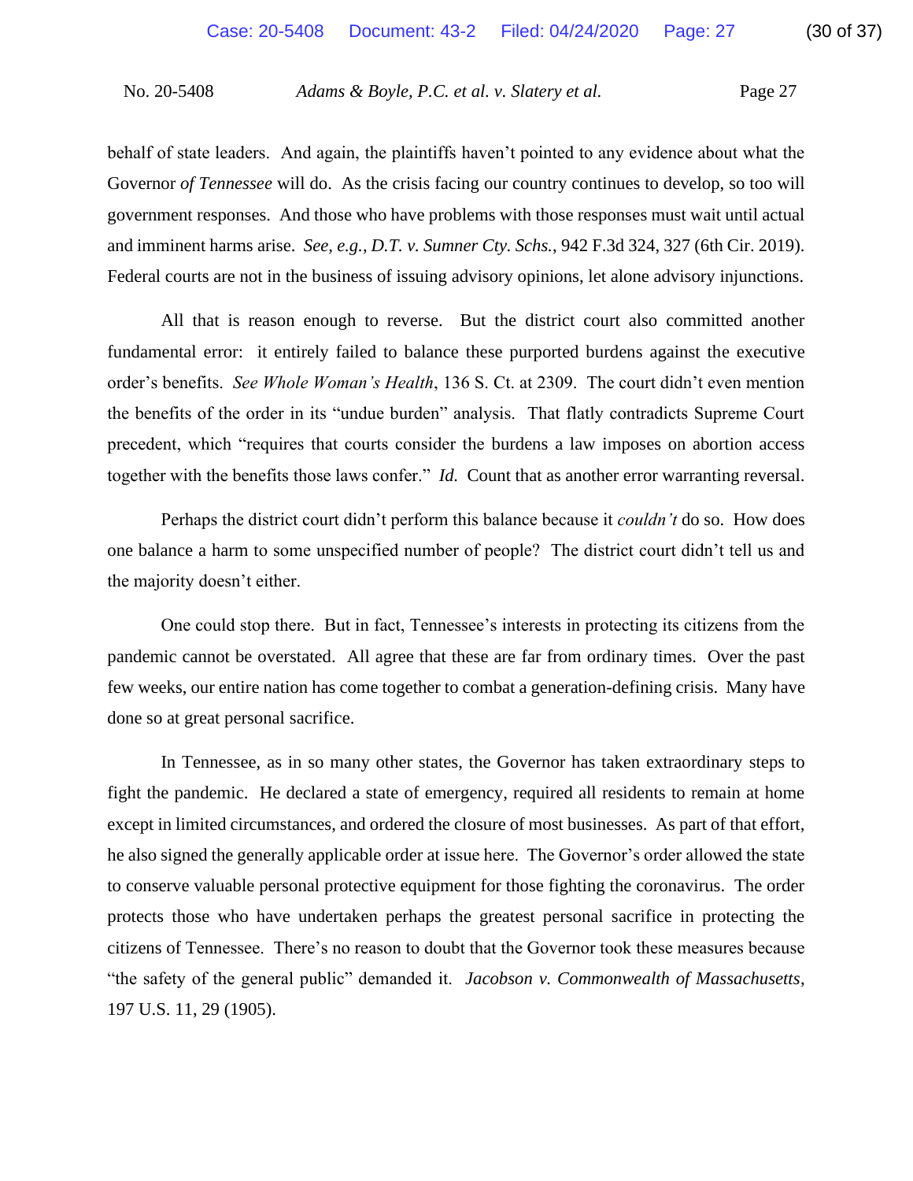behalf of state leaders. And again, the plaintiffs haven't pointed to any evidence about what the Governor *of Tennessee* will do. As the crisis facing our country continues to develop, so too will government responses. And those who have problems with those responses must wait until actual and imminent harms arise. *See, e.g.*, *D.T. v. Sumner Cty. Schs.*, 942 F.3d 324, 327 (6th Cir. 2019). Federal courts are not in the business of issuing advisory opinions, let alone advisory injunctions.

All that is reason enough to reverse. But the district court also committed another fundamental error: it entirely failed to balance these purported burdens against the executive order's benefits. *See Whole Woman's Health*, 136 S. Ct. at 2309. The court didn't even mention the benefits of the order in its "undue burden" analysis. That flatly contradicts Supreme Court precedent, which "requires that courts consider the burdens a law imposes on abortion access together with the benefits those laws confer." *Id.* Count that as another error warranting reversal.

Perhaps the district court didn't perform this balance because it *couldn't* do so. How does one balance a harm to some unspecified number of people? The district court didn't tell us and the majority doesn't either.

One could stop there. But in fact, Tennessee's interests in protecting its citizens from the pandemic cannot be overstated. All agree that these are far from ordinary times. Over the past few weeks, our entire nation has come together to combat a generation-defining crisis. Many have done so at great personal sacrifice.

In Tennessee, as in so many other states, the Governor has taken extraordinary steps to fight the pandemic. He declared a state of emergency, required all residents to remain at home except in limited circumstances, and ordered the closure of most businesses. As part of that effort, he also signed the generally applicable order at issue here. The Governor's order allowed the state to conserve valuable personal protective equipment for those fighting the coronavirus. The order protects those who have undertaken perhaps the greatest personal sacrifice in protecting the citizens of Tennessee. There's no reason to doubt that the Governor took these measures because "the safety of the general public" demanded it. *Jacobson v. Commonwealth of Massachusetts*, 197 U.S. 11, 29 (1905).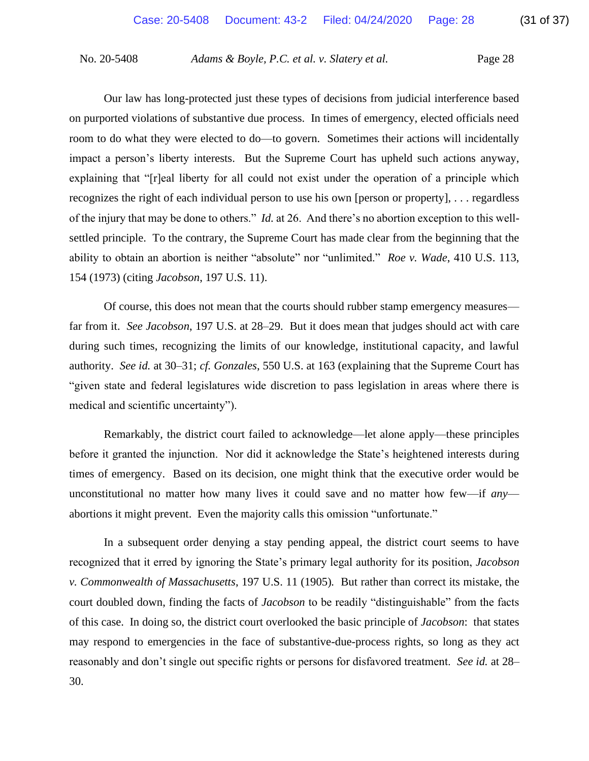Our law has long-protected just these types of decisions from judicial interference based on purported violations of substantive due process. In times of emergency, elected officials need room to do what they were elected to do—to govern. Sometimes their actions will incidentally impact a person's liberty interests. But the Supreme Court has upheld such actions anyway, explaining that "[r]eal liberty for all could not exist under the operation of a principle which recognizes the right of each individual person to use his own [person or property], . . . regardless of the injury that may be done to others." *Id.* at 26. And there's no abortion exception to this well-settled principle. To the contrary, the Supreme Court has made clear from the beginning that the ability to obtain an abortion is neither "absolute" nor "unlimited." *Roe v. Wade*, 410 U.S. 113, 154 (1973) (citing *Jacobson*, 197 U.S. 11).

Of course, this does not mean that the courts should rubber stamp emergency measures—far from it. *See Jacobson*, 197 U.S. at 28–29. But it does mean that judges should act with care during such times, recognizing the limits of our knowledge, institutional capacity, and lawful authority. *See id.* at 30–31; *cf. Gonzales*, 550 U.S. at 163 (explaining that the Supreme Court has "given state and federal legislatures wide discretion to pass legislation in areas where there is medical and scientific uncertainty").

Remarkably, the district court failed to acknowledge—let alone apply—these principles before it granted the injunction. Nor did it acknowledge the State's heightened interests during times of emergency. Based on its decision, one might think that the executive order would be unconstitutional no matter how many lives it could save and no matter how few—if *any*—abortions it might prevent. Even the majority calls this omission "unfortunate."

In a subsequent order denying a stay pending appeal, the district court seems to have recognized that it erred by ignoring the State's primary legal authority for its position, *Jacobson v. Commonwealth of Massachusetts*, 197 U.S. 11 (1905). But rather than correct its mistake, the court doubled down, finding the facts of *Jacobson* to be readily "distinguishable" from the facts of this case. In doing so, the district court overlooked the basic principle of *Jacobson*: that states may respond to emergencies in the face of substantive-due-process rights, so long as they act reasonably and don't single out specific rights or persons for disfavored treatment. *See id.* at 28–30.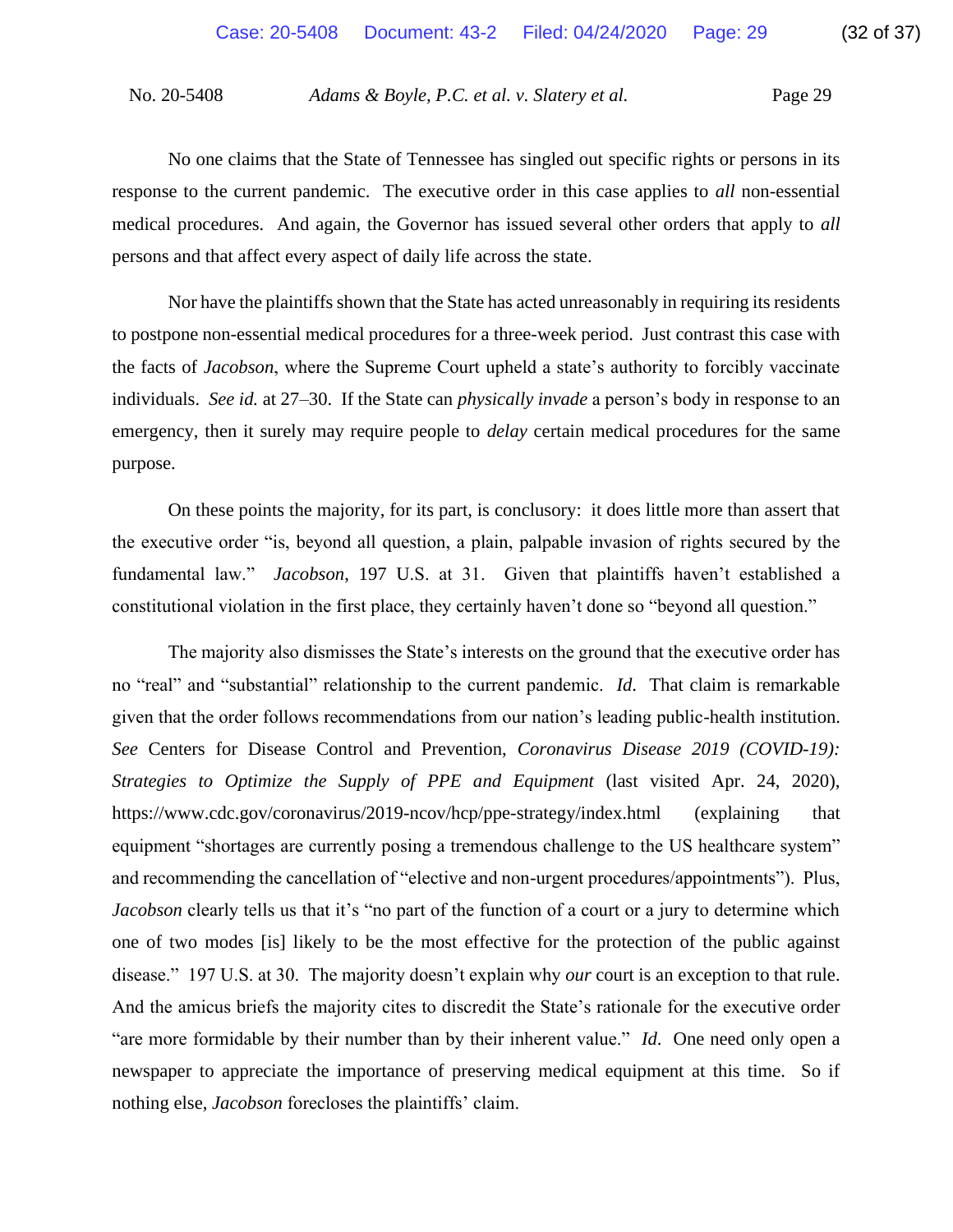No one claims that the State of Tennessee has singled out specific rights or persons in its response to the current pandemic. The executive order in this case applies to *all* non-essential medical procedures. And again, the Governor has issued several other orders that apply to *all* persons and that affect every aspect of daily life across the state.

Nor have the plaintiffs shown that the State has acted unreasonably in requiring its residents to postpone non-essential medical procedures for a three-week period. Just contrast this case with the facts of *Jacobson*, where the Supreme Court upheld a state's authority to forcibly vaccinate individuals. *See id.* at 27–30. If the State can *physically invade* a person's body in response to an emergency, then it surely may require people to *delay* certain medical procedures for the same purpose.

On these points the majority, for its part, is conclusory: it does little more than assert that the executive order "is, beyond all question, a plain, palpable invasion of rights secured by the fundamental law." *Jacobson*, 197 U.S. at 31. Given that plaintiffs haven't established a constitutional violation in the first place, they certainly haven't done so "beyond all question."

The majority also dismisses the State's interests on the ground that the executive order has no "real" and "substantial" relationship to the current pandemic. *Id.* That claim is remarkable given that the order follows recommendations from our nation's leading public-health institution. *See* Centers for Disease Control and Prevention, *Coronavirus Disease 2019 (COVID-19): Strategies to Optimize the Supply of PPE and Equipment* (last visited Apr. 24, 2020), https://www.cdc.gov/coronavirus/2019-ncov/hcp/ppe-strategy/index.html (explaining that equipment "shortages are currently posing a tremendous challenge to the US healthcare system" and recommending the cancellation of "elective and non-urgent procedures/appointments"). Plus, *Jacobson* clearly tells us that it's "no part of the function of a court or a jury to determine which one of two modes [is] likely to be the most effective for the protection of the public against disease." 197 U.S. at 30. The majority doesn't explain why *our* court is an exception to that rule. And the amicus briefs the majority cites to discredit the State's rationale for the executive order "are more formidable by their number than by their inherent value." *Id.* One need only open a newspaper to appreciate the importance of preserving medical equipment at this time. So if nothing else, *Jacobson* forecloses the plaintiffs' claim.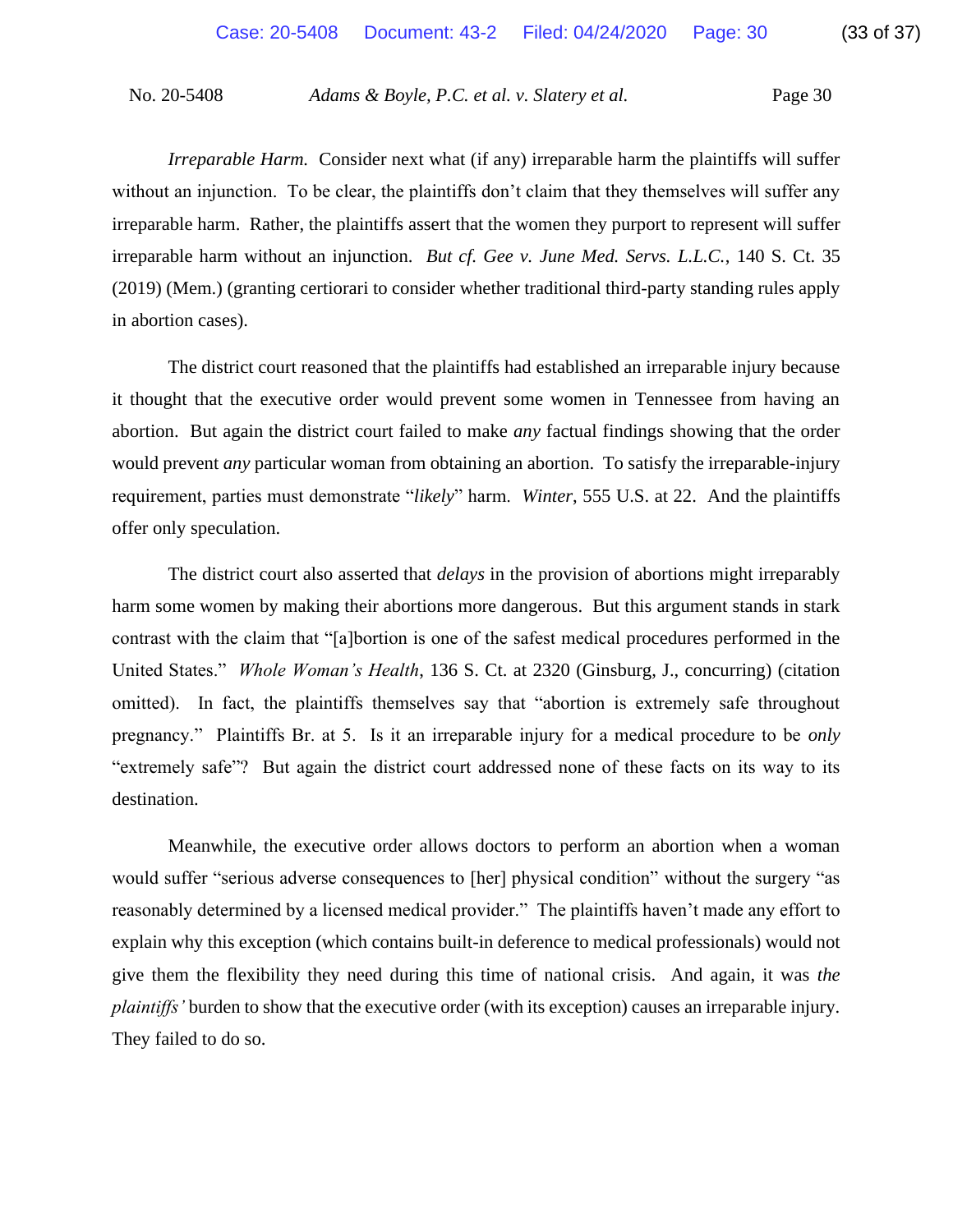*Irreparable Harm.* Consider next what (if any) irreparable harm the plaintiffs will suffer without an injunction. To be clear, the plaintiffs don't claim that they themselves will suffer any irreparable harm. Rather, the plaintiffs assert that the women they purport to represent will suffer irreparable harm without an injunction. *But cf. Gee v. June Med. Servs. L.L.C.*, 140 S. Ct. 35 (2019) (Mem.) (granting certiorari to consider whether traditional third-party standing rules apply in abortion cases).

The district court reasoned that the plaintiffs had established an irreparable injury because it thought that the executive order would prevent some women in Tennessee from having an abortion. But again the district court failed to make *any* factual findings showing that the order would prevent *any* particular woman from obtaining an abortion. To satisfy the irreparable-injury requirement, parties must demonstrate "*likely*" harm. *Winter*, 555 U.S. at 22. And the plaintiffs offer only speculation.

The district court also asserted that *delays* in the provision of abortions might irreparably harm some women by making their abortions more dangerous. But this argument stands in stark contrast with the claim that "[a]bortion is one of the safest medical procedures performed in the United States." *Whole Woman's Health*, 136 S. Ct. at 2320 (Ginsburg, J., concurring) (citation omitted). In fact, the plaintiffs themselves say that "abortion is extremely safe throughout pregnancy." Plaintiffs Br. at 5. Is it an irreparable injury for a medical procedure to be *only* "extremely safe"? But again the district court addressed none of these facts on its way to its destination.

Meanwhile, the executive order allows doctors to perform an abortion when a woman would suffer "serious adverse consequences to [her] physical condition" without the surgery "as reasonably determined by a licensed medical provider." The plaintiffs haven't made any effort to explain why this exception (which contains built-in deference to medical professionals) would not give them the flexibility they need during this time of national crisis. And again, it was *the plaintiffs'* burden to show that the executive order (with its exception) causes an irreparable injury. They failed to do so.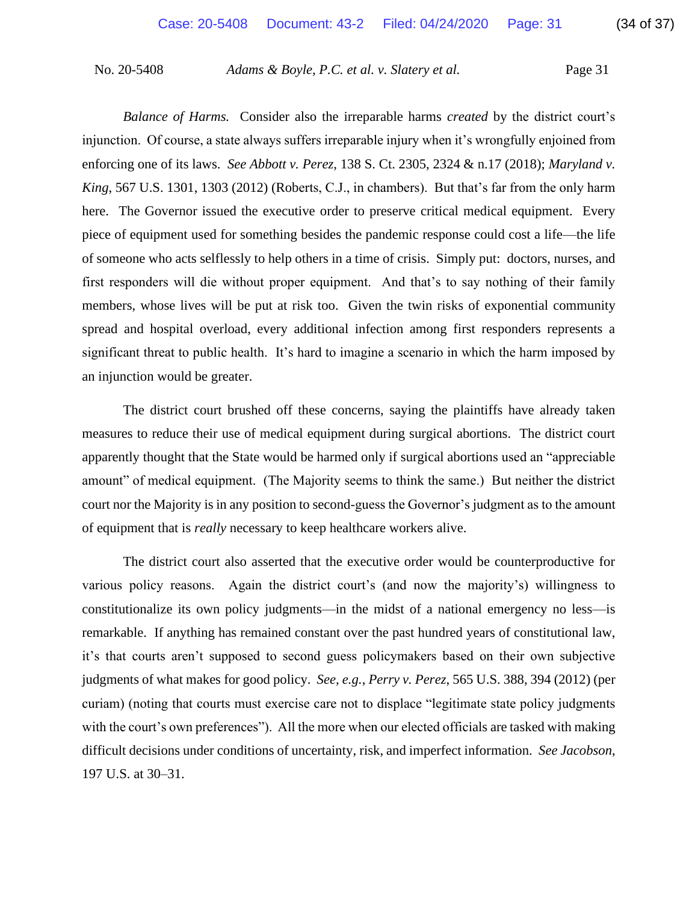*Balance of Harms.* Consider also the irreparable harms *created* by the district court's injunction. Of course, a state always suffers irreparable injury when it's wrongfully enjoined from enforcing one of its laws. *See Abbott v. Perez*, 138 S. Ct. 2305, 2324 & n.17 (2018); *Maryland v. King*, 567 U.S. 1301, 1303 (2012) (Roberts, C.J., in chambers). But that's far from the only harm here. The Governor issued the executive order to preserve critical medical equipment. Every piece of equipment used for something besides the pandemic response could cost a life—the life of someone who acts selflessly to help others in a time of crisis. Simply put: doctors, nurses, and first responders will die without proper equipment. And that's to say nothing of their family members, whose lives will be put at risk too. Given the twin risks of exponential community spread and hospital overload, every additional infection among first responders represents a significant threat to public health. It's hard to imagine a scenario in which the harm imposed by an injunction would be greater.

The district court brushed off these concerns, saying the plaintiffs have already taken measures to reduce their use of medical equipment during surgical abortions. The district court apparently thought that the State would be harmed only if surgical abortions used an "appreciable amount" of medical equipment. (The Majority seems to think the same.) But neither the district court nor the Majority is in any position to second-guess the Governor's judgment as to the amount of equipment that is *really* necessary to keep healthcare workers alive.

The district court also asserted that the executive order would be counterproductive for various policy reasons. Again the district court's (and now the majority's) willingness to constitutionalize its own policy judgments—in the midst of a national emergency no less—is remarkable. If anything has remained constant over the past hundred years of constitutional law, it's that courts aren't supposed to second guess policymakers based on their own subjective judgments of what makes for good policy. *See, e.g.*, *Perry v. Perez*, 565 U.S. 388, 394 (2012) (per curiam) (noting that courts must exercise care not to displace "legitimate state policy judgments with the court's own preferences"). All the more when our elected officials are tasked with making difficult decisions under conditions of uncertainty, risk, and imperfect information. *See Jacobson*, 197 U.S. at 30–31.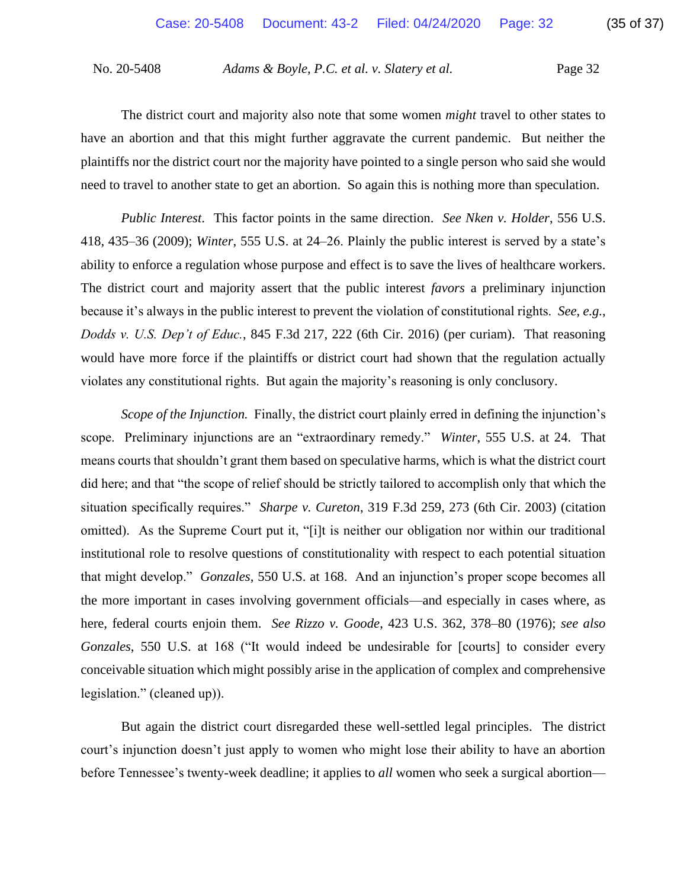The district court and majority also note that some women *might* travel to other states to have an abortion and that this might further aggravate the current pandemic. But neither the plaintiffs nor the district court nor the majority have pointed to a single person who said she would need to travel to another state to get an abortion. So again this is nothing more than speculation.

*Public Interest*. This factor points in the same direction. *See Nken v. Holder*, 556 U.S. 418, 435–36 (2009); *Winter*, 555 U.S. at 24–26. Plainly the public interest is served by a state's ability to enforce a regulation whose purpose and effect is to save the lives of healthcare workers. The district court and majority assert that the public interest *favors* a preliminary injunction because it's always in the public interest to prevent the violation of constitutional rights. *See, e.g.*, *Dodds v. U.S. Dep't of Educ.*, 845 F.3d 217, 222 (6th Cir. 2016) (per curiam). That reasoning would have more force if the plaintiffs or district court had shown that the regulation actually violates any constitutional rights. But again the majority's reasoning is only conclusory.

*Scope of the Injunction.* Finally, the district court plainly erred in defining the injunction's scope. Preliminary injunctions are an "extraordinary remedy." *Winter*, 555 U.S. at 24. That means courts that shouldn't grant them based on speculative harms, which is what the district court did here; and that "the scope of relief should be strictly tailored to accomplish only that which the situation specifically requires." *Sharpe v. Cureton*, 319 F.3d 259, 273 (6th Cir. 2003) (citation omitted). As the Supreme Court put it, "[i]t is neither our obligation nor within our traditional institutional role to resolve questions of constitutionality with respect to each potential situation that might develop." *Gonzales*, 550 U.S. at 168. And an injunction's proper scope becomes all the more important in cases involving government officials—and especially in cases where, as here, federal courts enjoin them. *See Rizzo v. Goode*, 423 U.S. 362, 378–80 (1976); *see also Gonzales*, 550 U.S. at 168 ("It would indeed be undesirable for [courts] to consider every conceivable situation which might possibly arise in the application of complex and comprehensive legislation." (cleaned up)).

But again the district court disregarded these well-settled legal principles. The district court's injunction doesn't just apply to women who might lose their ability to have an abortion before Tennessee's twenty-week deadline; it applies to *all* women who seek a surgical abortion—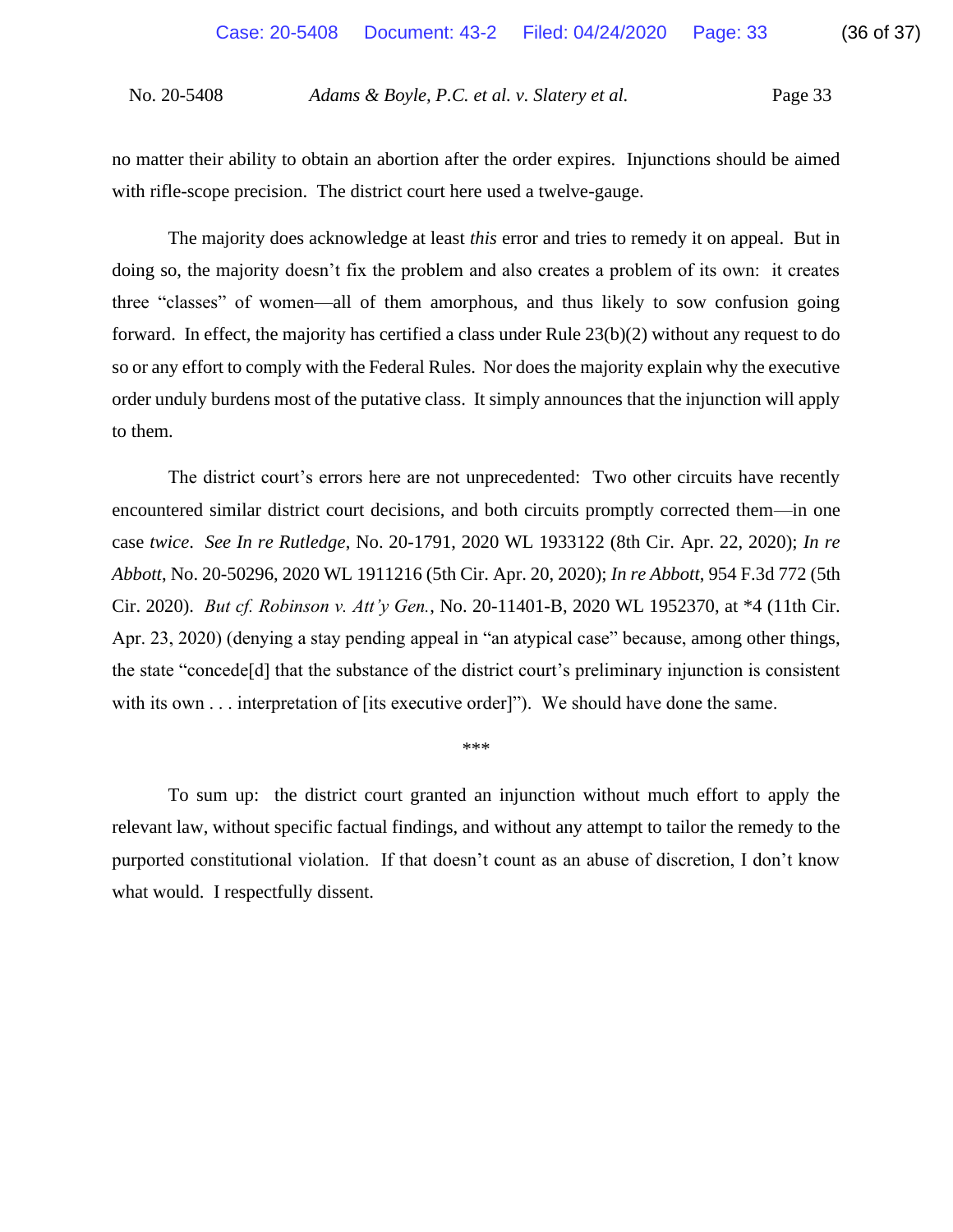no matter their ability to obtain an abortion after the order expires. Injunctions should be aimed with rifle-scope precision. The district court here used a twelve-gauge.

The majority does acknowledge at least *this* error and tries to remedy it on appeal. But in doing so, the majority doesn't fix the problem and also creates a problem of its own: it creates three "classes" of women—all of them amorphous, and thus likely to sow confusion going forward. In effect, the majority has certified a class under Rule 23(b)(2) without any request to do so or any effort to comply with the Federal Rules. Nor does the majority explain why the executive order unduly burdens most of the putative class. It simply announces that the injunction will apply to them.

The district court's errors here are not unprecedented: Two other circuits have recently encountered similar district court decisions, and both circuits promptly corrected them—in one case *twice*. *See In re Rutledge*, No. 20-1791, 2020 WL 1933122 (8th Cir. Apr. 22, 2020); *In re Abbott*, No. 20-50296, 2020 WL 1911216 (5th Cir. Apr. 20, 2020); *In re Abbott*, 954 F.3d 772 (5th Cir. 2020). *But cf. Robinson v. Att'y Gen.*, No. 20-11401-B, 2020 WL 1952370, at *4 (11th Cir. Apr. 23, 2020) (denying a stay pending appeal in "an atypical case" because, among other things, the state "concede[d] that the substance of the district court's preliminary injunction is consistent with its own . . . interpretation of [its executive order]"). We should have done the same.

***

To sum up: the district court granted an injunction without much effort to apply the relevant law, without specific factual findings, and without any attempt to tailor the remedy to the purported constitutional violation. If that doesn't count as an abuse of discretion, I don't know what would. I respectfully dissent.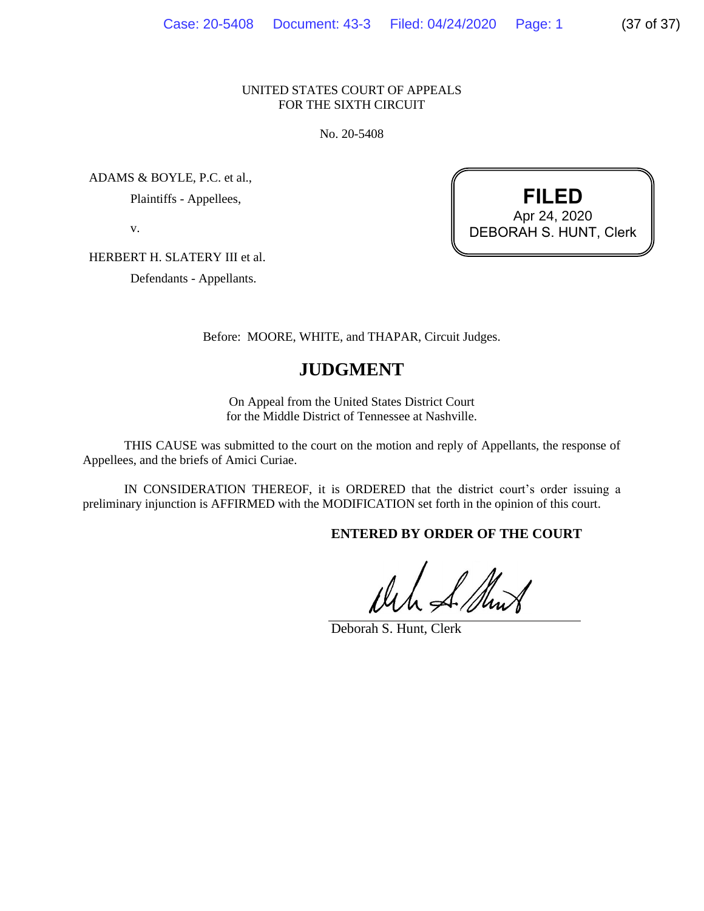UNITED STATES COURT OF APPEALS
FOR THE SIXTH CIRCUIT

No. 20-5408

ADAMS & BOYLE, P.C. et al.,

Plaintiffs - Appellees,

v.

HERBERT H. SLATERY III et al.

Defendants - Appellants.

**FILED**
Apr 24, 2020
DEBORAH S. HUNT, Clerk

Before: MOORE, WHITE, and THAPAR, Circuit Judges.

# JUDGMENT

On Appeal from the United States District Court
for the Middle District of Tennessee at Nashville.

THIS CAUSE was submitted to the court on the motion and reply of Appellants, the response of Appellees, and the briefs of Amici Curiae.

IN CONSIDERATION THEREOF, it is ORDERED that the district court's order issuing a preliminary injunction is AFFIRMED with the MODIFICATION set forth in the opinion of this court.

**ENTERED BY ORDER OF THE COURT**

Deborah S. Hunt, Clerk